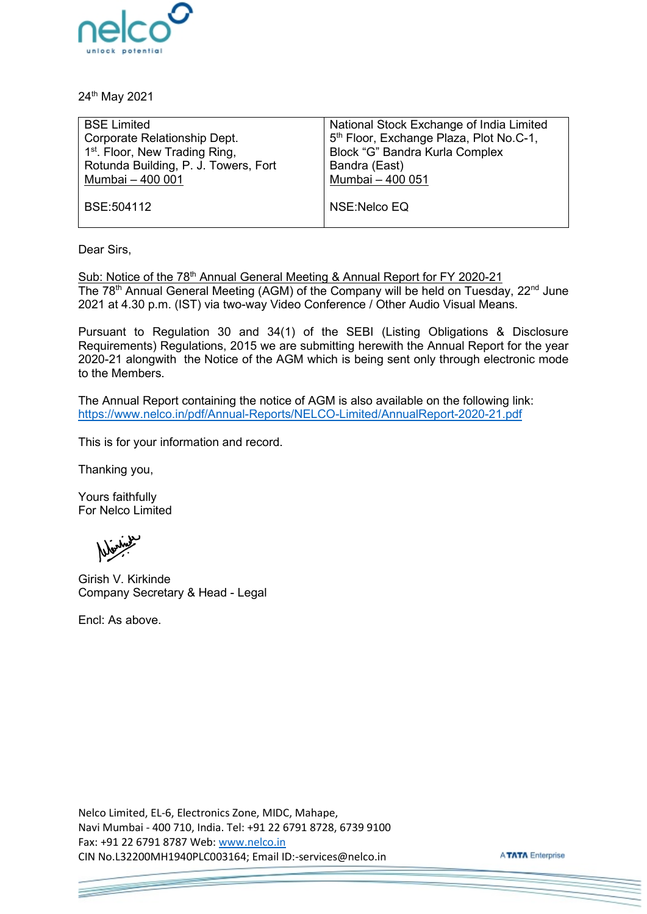24th May 2021

| BSE Limited<br>Corporate Relationship Dept.<br>1st. Floor, New Trading Ring,<br>Rotunda Building, P. J. Towers, Fort<br>Mumbai – 400 001<br><br>BSE:504112 | National Stock Exchange of India Limited<br>5th Floor, Exchange Plaza, Plot No.C-1,<br>Block "G" Bandra Kurla Complex<br>Bandra (East)<br>Mumbai – 400 051<br><br>NSE:Nelco EQ |
|---|---|

Dear Sirs,

Sub: Notice of the 78th Annual General Meeting & Annual Report for FY 2020-21

The 78th Annual General Meeting (AGM) of the Company will be held on Tuesday, 22nd June 2021 at 4.30 p.m. (IST) via two-way Video Conference / Other Audio Visual Means.

Pursuant to Regulation 30 and 34(1) of the SEBI (Listing Obligations & Disclosure Requirements) Regulations, 2015 we are submitting herewith the Annual Report for the year 2020-21 alongwith the Notice of the AGM which is being sent only through electronic mode to the Members.

The Annual Report containing the notice of AGM is also available on the following link:
https://www.nelco.in/pdf/Annual-Reports/NELCO-Limited/AnnualReport-2020-21.pdf

This is for your information and record.

Thanking you,

Yours faithfully
For Nelco Limited

Girish V. Kirkinde
Company Secretary & Head - Legal

Encl: As above.

Nelco Limited, EL-6, Electronics Zone, MIDC, Mahape,
Navi Mumbai - 400 710, India. Tel: +91 22 6791 8728, 6739 9100
Fax: +91 22 6791 8787 Web: www.nelco.in
CIN No.L32200MH1940PLC003164; Email ID:-services@nelco.in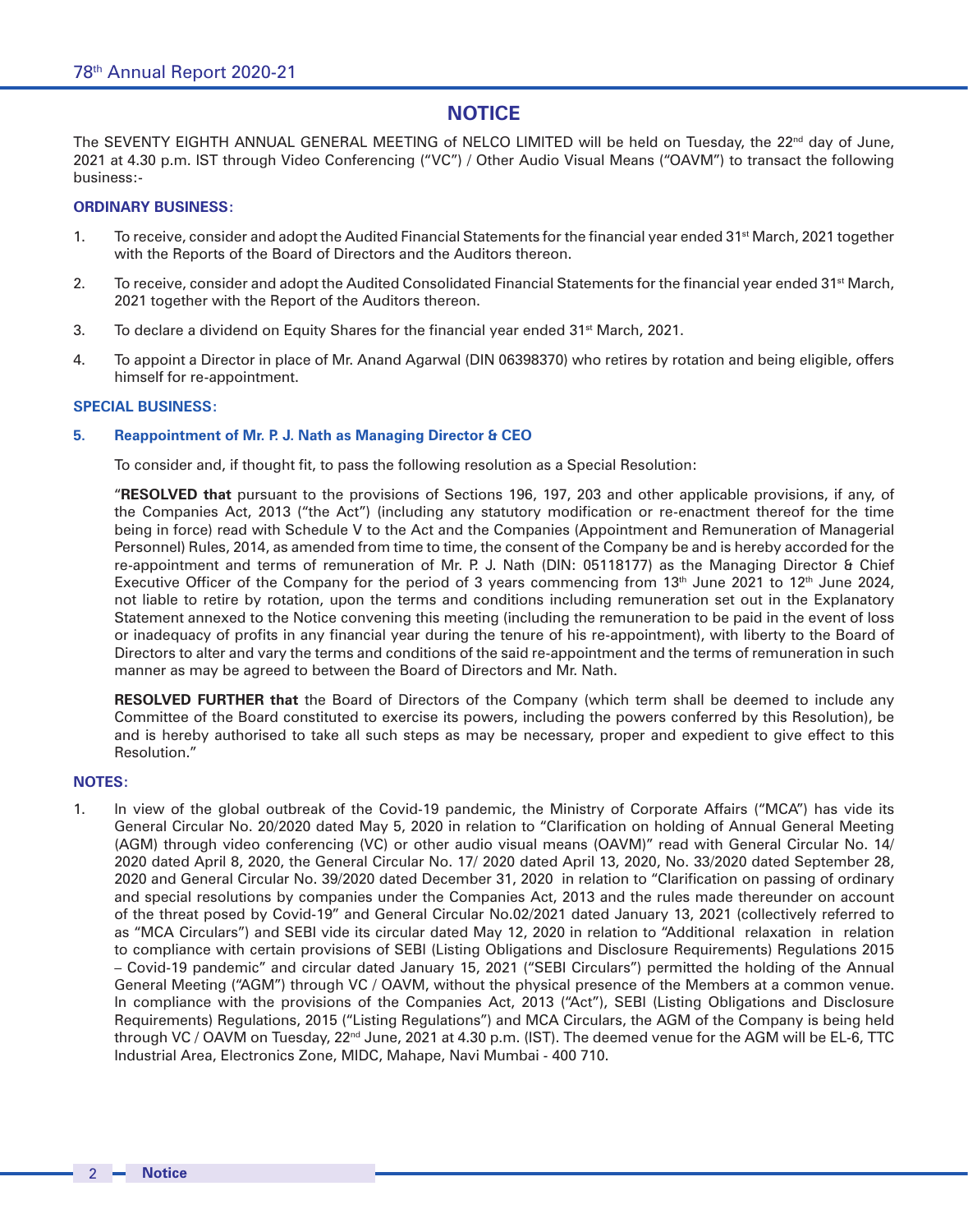# NOTICE

The SEVENTY EIGHTH ANNUAL GENERAL MEETING of NELCO LIMITED will be held on Tuesday, the 22nd day of June, 2021 at 4.30 p.m. IST through Video Conferencing ("VC") / Other Audio Visual Means ("OAVM") to transact the following business:-

**ORDINARY BUSINESS:**

1. To receive, consider and adopt the Audited Financial Statements for the financial year ended 31st March, 2021 together with the Reports of the Board of Directors and the Auditors thereon.

2. To receive, consider and adopt the Audited Consolidated Financial Statements for the financial year ended 31st March, 2021 together with the Report of the Auditors thereon.

3. To declare a dividend on Equity Shares for the financial year ended 31st March, 2021.

4. To appoint a Director in place of Mr. Anand Agarwal (DIN 06398370) who retires by rotation and being eligible, offers himself for re-appointment.

**SPECIAL BUSINESS:**

**5. Reappointment of Mr. P. J. Nath as Managing Director & CEO**

To consider and, if thought fit, to pass the following resolution as a Special Resolution:

"**RESOLVED that** pursuant to the provisions of Sections 196, 197, 203 and other applicable provisions, if any, of the Companies Act, 2013 ("the Act") (including any statutory modification or re-enactment thereof for the time being in force) read with Schedule V to the Act and the Companies (Appointment and Remuneration of Managerial Personnel) Rules, 2014, as amended from time to time, the consent of the Company be and is hereby accorded for the re-appointment and terms of remuneration of Mr. P. J. Nath (DIN: 05118177) as the Managing Director & Chief Executive Officer of the Company for the period of 3 years commencing from 13th June 2021 to 12th June 2024, not liable to retire by rotation, upon the terms and conditions including remuneration set out in the Explanatory Statement annexed to the Notice convening this meeting (including the remuneration to be paid in the event of loss or inadequacy of profits in any financial year during the tenure of his re-appointment), with liberty to the Board of Directors to alter and vary the terms and conditions of the said re-appointment and the terms of remuneration in such manner as may be agreed to between the Board of Directors and Mr. Nath.

**RESOLVED FURTHER that** the Board of Directors of the Company (which term shall be deemed to include any Committee of the Board constituted to exercise its powers, including the powers conferred by this Resolution), be and is hereby authorised to take all such steps as may be necessary, proper and expedient to give effect to this Resolution."

**NOTES:**

1. In view of the global outbreak of the Covid-19 pandemic, the Ministry of Corporate Affairs ("MCA") has vide its General Circular No. 20/2020 dated May 5, 2020 in relation to "Clarification on holding of Annual General Meeting (AGM) through video conferencing (VC) or other audio visual means (OAVM)" read with General Circular No. 14/ 2020 dated April 8, 2020, the General Circular No. 17/ 2020 dated April 13, 2020, No. 33/2020 dated September 28, 2020 and General Circular No. 39/2020 dated December 31, 2020 in relation to "Clarification on passing of ordinary and special resolutions by companies under the Companies Act, 2013 and the rules made thereunder on account of the threat posed by Covid-19" and General Circular No.02/2021 dated January 13, 2021 (collectively referred to as "MCA Circulars") and SEBI vide its circular dated May 12, 2020 in relation to "Additional relaxation in relation to compliance with certain provisions of SEBI (Listing Obligations and Disclosure Requirements) Regulations 2015 – Covid-19 pandemic" and circular dated January 15, 2021 ("SEBI Circulars") permitted the holding of the Annual General Meeting ("AGM") through VC / OAVM, without the physical presence of the Members at a common venue. In compliance with the provisions of the Companies Act, 2013 ("Act"), SEBI (Listing Obligations and Disclosure Requirements) Regulations, 2015 ("Listing Regulations") and MCA Circulars, the AGM of the Company is being held through VC / OAVM on Tuesday, 22nd June, 2021 at 4.30 p.m. (IST). The deemed venue for the AGM will be EL-6, TTC Industrial Area, Electronics Zone, MIDC, Mahape, Navi Mumbai - 400 710.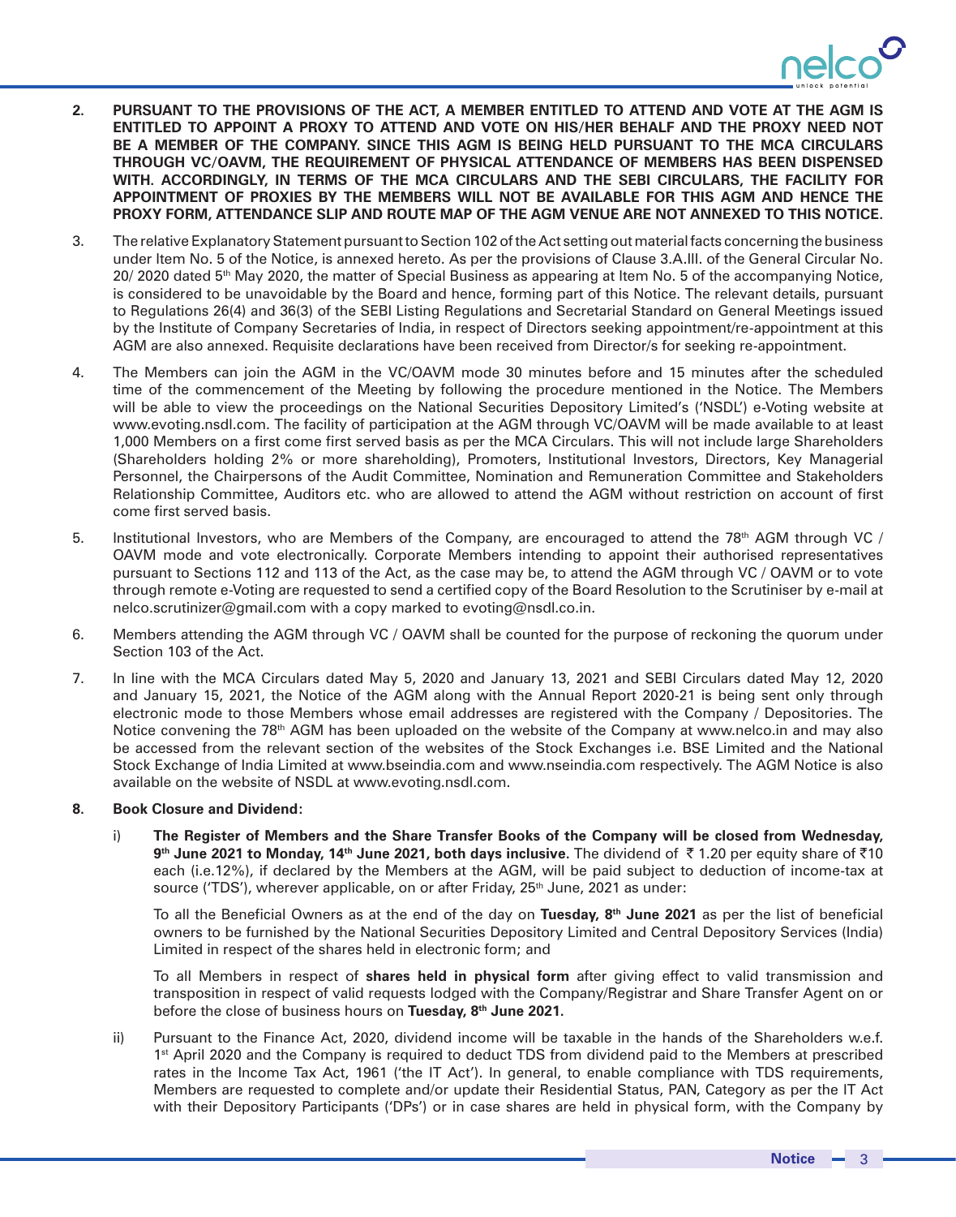2. **PURSUANT TO THE PROVISIONS OF THE ACT, A MEMBER ENTITLED TO ATTEND AND VOTE AT THE AGM IS ENTITLED TO APPOINT A PROXY TO ATTEND AND VOTE ON HIS/HER BEHALF AND THE PROXY NEED NOT BE A MEMBER OF THE COMPANY. SINCE THIS AGM IS BEING HELD PURSUANT TO THE MCA CIRCULARS THROUGH VC/OAVM, THE REQUIREMENT OF PHYSICAL ATTENDANCE OF MEMBERS HAS BEEN DISPENSED WITH. ACCORDINGLY, IN TERMS OF THE MCA CIRCULARS AND THE SEBI CIRCULARS, THE FACILITY FOR APPOINTMENT OF PROXIES BY THE MEMBERS WILL NOT BE AVAILABLE FOR THIS AGM AND HENCE THE PROXY FORM, ATTENDANCE SLIP AND ROUTE MAP OF THE AGM VENUE ARE NOT ANNEXED TO THIS NOTICE**.

3. The relative Explanatory Statement pursuant to Section 102 of the Act setting out material facts concerning the business under Item No. 5 of the Notice, is annexed hereto. As per the provisions of Clause 3.A.III. of the General Circular No. 20/ 2020 dated 5th May 2020, the matter of Special Business as appearing at Item No. 5 of the accompanying Notice, is considered to be unavoidable by the Board and hence, forming part of this Notice. The relevant details, pursuant to Regulations 26(4) and 36(3) of the SEBI Listing Regulations and Secretarial Standard on General Meetings issued by the Institute of Company Secretaries of India, in respect of Directors seeking appointment/re-appointment at this AGM are also annexed. Requisite declarations have been received from Director/s for seeking re-appointment.

4. The Members can join the AGM in the VC/OAVM mode 30 minutes before and 15 minutes after the scheduled time of the commencement of the Meeting by following the procedure mentioned in the Notice. The Members will be able to view the proceedings on the National Securities Depository Limited's ('NSDL') e-Voting website at www.evoting.nsdl.com. The facility of participation at the AGM through VC/OAVM will be made available to at least 1,000 Members on a first come first served basis as per the MCA Circulars. This will not include large Shareholders (Shareholders holding 2% or more shareholding), Promoters, Institutional Investors, Directors, Key Managerial Personnel, the Chairpersons of the Audit Committee, Nomination and Remuneration Committee and Stakeholders Relationship Committee, Auditors etc. who are allowed to attend the AGM without restriction on account of first come first served basis.

5. Institutional Investors, who are Members of the Company, are encouraged to attend the 78th AGM through VC / OAVM mode and vote electronically. Corporate Members intending to appoint their authorised representatives pursuant to Sections 112 and 113 of the Act, as the case may be, to attend the AGM through VC / OAVM or to vote through remote e-Voting are requested to send a certified copy of the Board Resolution to the Scrutiniser by e-mail at nelco.scrutinizer@gmail.com with a copy marked to evoting@nsdl.co.in.

6. Members attending the AGM through VC / OAVM shall be counted for the purpose of reckoning the quorum under Section 103 of the Act.

7. In line with the MCA Circulars dated May 5, 2020 and January 13, 2021 and SEBI Circulars dated May 12, 2020 and January 15, 2021, the Notice of the AGM along with the Annual Report 2020-21 is being sent only through electronic mode to those Members whose email addresses are registered with the Company / Depositories. The Notice convening the 78th AGM has been uploaded on the website of the Company at www.nelco.in and may also be accessed from the relevant section of the websites of the Stock Exchanges i.e. BSE Limited and the National Stock Exchange of India Limited at www.bseindia.com and www.nseindia.com respectively. The AGM Notice is also available on the website of NSDL at www.evoting.nsdl.com.

8. **Book Closure and Dividend**:

   i) **The Register of Members and the Share Transfer Books of the Company will be closed from Wednesday, 9th June 2021 to Monday, 14th June 2021, both days inclusive**. The dividend of ₹ 1.20 per equity share of ₹10 each (i.e.12%), if declared by the Members at the AGM, will be paid subject to deduction of income-tax at source ('TDS'), wherever applicable, on or after Friday, 25th June, 2021 as under:

      To all the Beneficial Owners as at the end of the day on **Tuesday, 8th June 2021** as per the list of beneficial owners to be furnished by the National Securities Depository Limited and Central Depository Services (India) Limited in respect of the shares held in electronic form; and

      To all Members in respect of **shares held in physical form** after giving effect to valid transmission and transposition in respect of valid requests lodged with the Company/Registrar and Share Transfer Agent on or before the close of business hours on **Tuesday, 8th June 2021.**

   ii) Pursuant to the Finance Act, 2020, dividend income will be taxable in the hands of the Shareholders w.e.f. 1st April 2020 and the Company is required to deduct TDS from dividend paid to the Members at prescribed rates in the Income Tax Act, 1961 ('the IT Act'). In general, to enable compliance with TDS requirements, Members are requested to complete and/or update their Residential Status, PAN, Category as per the IT Act with their Depository Participants ('DPs') or in case shares are held in physical form, with the Company by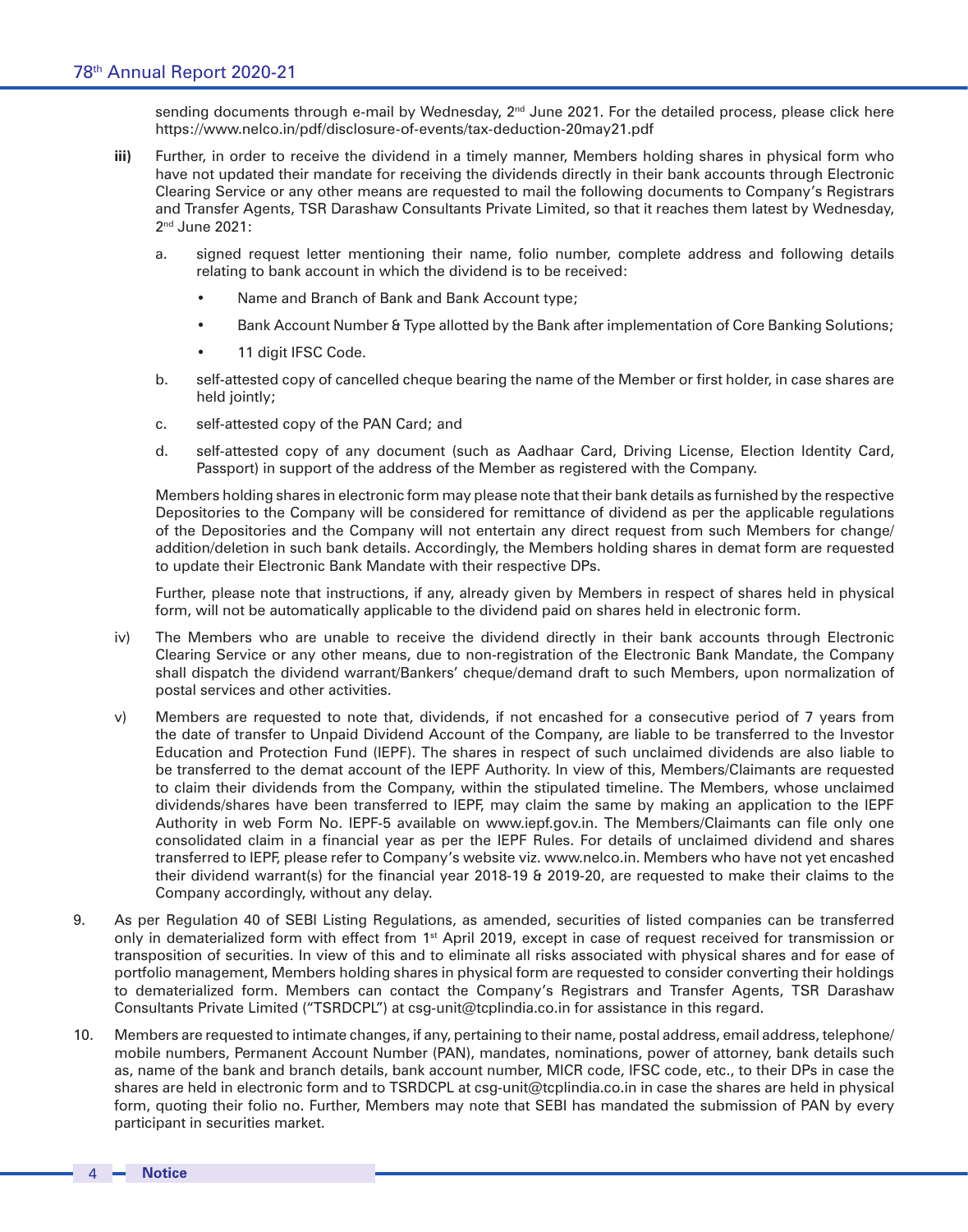sending documents through e-mail by Wednesday, 2nd June 2021. For the detailed process, please click here https://www.nelco.in/pdf/disclosure-of-events/tax-deduction-20may21.pdf

**iii)** Further, in order to receive the dividend in a timely manner, Members holding shares in physical form who have not updated their mandate for receiving the dividends directly in their bank accounts through Electronic Clearing Service or any other means are requested to mail the following documents to Company's Registrars and Transfer Agents, TSR Darashaw Consultants Private Limited, so that it reaches them latest by Wednesday, 2nd June 2021:

a. signed request letter mentioning their name, folio number, complete address and following details relating to bank account in which the dividend is to be received:

- Name and Branch of Bank and Bank Account type;
- Bank Account Number & Type allotted by the Bank after implementation of Core Banking Solutions;
- 11 digit IFSC Code.

b. self-attested copy of cancelled cheque bearing the name of the Member or first holder, in case shares are held jointly;

c. self-attested copy of the PAN Card; and

d. self-attested copy of any document (such as Aadhaar Card, Driving License, Election Identity Card, Passport) in support of the address of the Member as registered with the Company.

Members holding shares in electronic form may please note that their bank details as furnished by the respective Depositories to the Company will be considered for remittance of dividend as per the applicable regulations of the Depositories and the Company will not entertain any direct request from such Members for change/ addition/deletion in such bank details. Accordingly, the Members holding shares in demat form are requested to update their Electronic Bank Mandate with their respective DPs.

Further, please note that instructions, if any, already given by Members in respect of shares held in physical form, will not be automatically applicable to the dividend paid on shares held in electronic form.

iv) The Members who are unable to receive the dividend directly in their bank accounts through Electronic Clearing Service or any other means, due to non-registration of the Electronic Bank Mandate, the Company shall dispatch the dividend warrant/Bankers' cheque/demand draft to such Members, upon normalization of postal services and other activities.

v) Members are requested to note that, dividends, if not encashed for a consecutive period of 7 years from the date of transfer to Unpaid Dividend Account of the Company, are liable to be transferred to the Investor Education and Protection Fund (IEPF). The shares in respect of such unclaimed dividends are also liable to be transferred to the demat account of the IEPF Authority. In view of this, Members/Claimants are requested to claim their dividends from the Company, within the stipulated timeline. The Members, whose unclaimed dividends/shares have been transferred to IEPF, may claim the same by making an application to the IEPF Authority in web Form No. IEPF-5 available on www.iepf.gov.in. The Members/Claimants can file only one consolidated claim in a financial year as per the IEPF Rules. For details of unclaimed dividend and shares transferred to IEPF, please refer to Company's website viz. www.nelco.in. Members who have not yet encashed their dividend warrant(s) for the financial year 2018-19 & 2019-20, are requested to make their claims to the Company accordingly, without any delay.

9. As per Regulation 40 of SEBI Listing Regulations, as amended, securities of listed companies can be transferred only in dematerialized form with effect from 1st April 2019, except in case of request received for transmission or transposition of securities. In view of this and to eliminate all risks associated with physical shares and for ease of portfolio management, Members holding shares in physical form are requested to consider converting their holdings to dematerialized form. Members can contact the Company's Registrars and Transfer Agents, TSR Darashaw Consultants Private Limited ("TSRDCPL") at csg-unit@tcplindia.co.in for assistance in this regard.

10. Members are requested to intimate changes, if any, pertaining to their name, postal address, email address, telephone/ mobile numbers, Permanent Account Number (PAN), mandates, nominations, power of attorney, bank details such as, name of the bank and branch details, bank account number, MICR code, IFSC code, etc., to their DPs in case the shares are held in electronic form and to TSRDCPL at csg-unit@tcplindia.co.in in case the shares are held in physical form, quoting their folio no. Further, Members may note that SEBI has mandated the submission of PAN by every participant in securities market.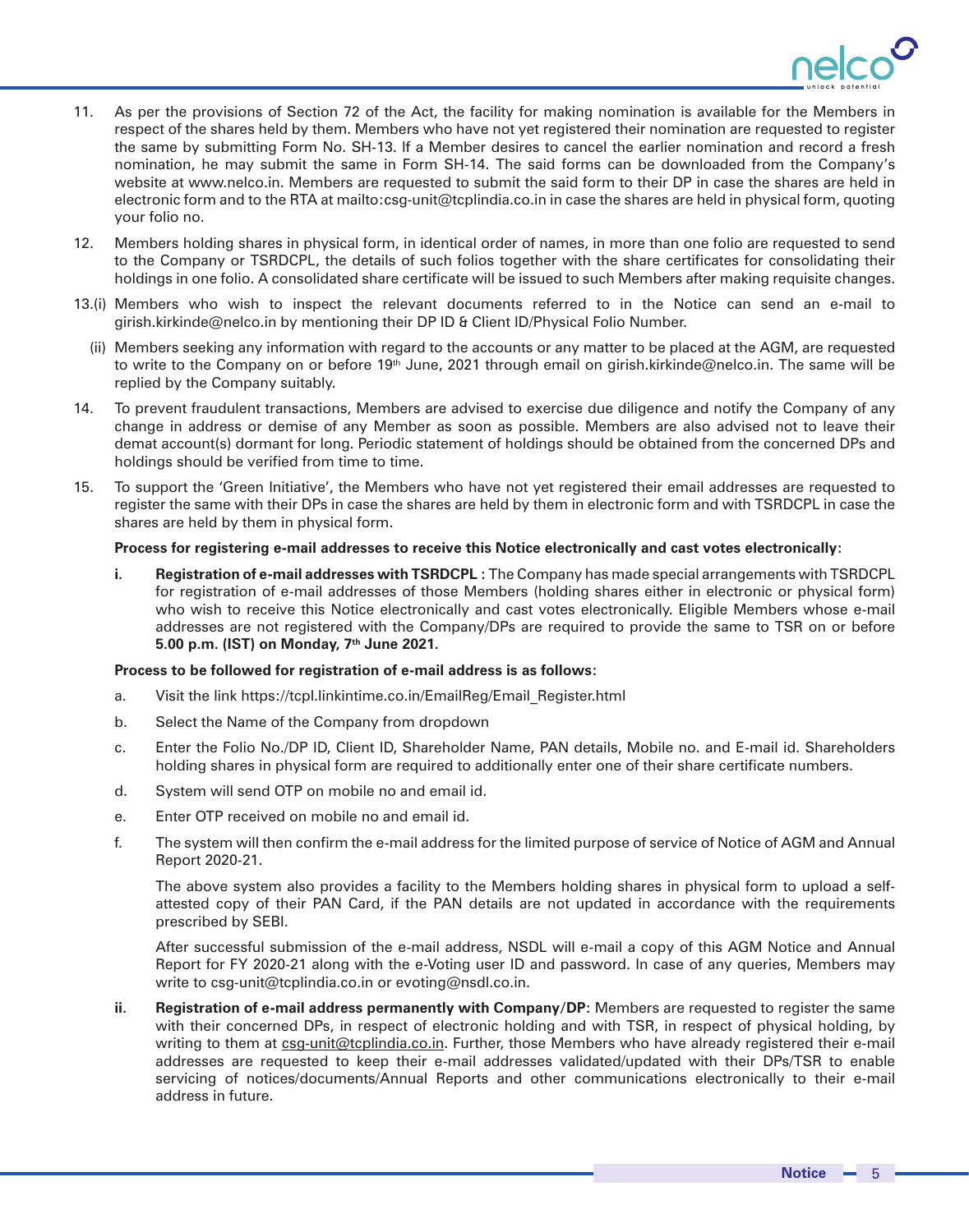11. As per the provisions of Section 72 of the Act, the facility for making nomination is available for the Members in respect of the shares held by them. Members who have not yet registered their nomination are requested to register the same by submitting Form No. SH-13. If a Member desires to cancel the earlier nomination and record a fresh nomination, he may submit the same in Form SH-14. The said forms can be downloaded from the Company's website at www.nelco.in. Members are requested to submit the said form to their DP in case the shares are held in electronic form and to the RTA at mailto:csg-unit@tcplindia.co.in in case the shares are held in physical form, quoting your folio no.

12. Members holding shares in physical form, in identical order of names, in more than one folio are requested to send to the Company or TSRDCPL, the details of such folios together with the share certificates for consolidating their holdings in one folio. A consolidated share certificate will be issued to such Members after making requisite changes.

13.(i) Members who wish to inspect the relevant documents referred to in the Notice can send an e-mail to girish.kirkinde@nelco.in by mentioning their DP ID & Client ID/Physical Folio Number.

(ii) Members seeking any information with regard to the accounts or any matter to be placed at the AGM, are requested to write to the Company on or before 19th June, 2021 through email on girish.kirkinde@nelco.in. The same will be replied by the Company suitably.

14. To prevent fraudulent transactions, Members are advised to exercise due diligence and notify the Company of any change in address or demise of any Member as soon as possible. Members are also advised not to leave their demat account(s) dormant for long. Periodic statement of holdings should be obtained from the concerned DPs and holdings should be verified from time to time.

15. To support the 'Green Initiative', the Members who have not yet registered their email addresses are requested to register the same with their DPs in case the shares are held by them in electronic form and with TSRDCPL in case the shares are held by them in physical form.

**Process for registering e-mail addresses to receive this Notice electronically and cast votes electronically:**

**i. Registration of e-mail addresses with TSRDCPL :** The Company has made special arrangements with TSRDCPL for registration of e-mail addresses of those Members (holding shares either in electronic or physical form) who wish to receive this Notice electronically and cast votes electronically. Eligible Members whose e-mail addresses are not registered with the Company/DPs are required to provide the same to TSR on or before **5.00 p.m. (IST) on Monday, 7th June 2021.**

**Process to be followed for registration of e-mail address is as follows:**

a. Visit the link https://tcpl.linkintime.co.in/EmailReg/Email_Register.html

b. Select the Name of the Company from dropdown

c. Enter the Folio No./DP ID, Client ID, Shareholder Name, PAN details, Mobile no. and E-mail id. Shareholders holding shares in physical form are required to additionally enter one of their share certificate numbers.

d. System will send OTP on mobile no and email id.

e. Enter OTP received on mobile no and email id.

f. The system will then confirm the e-mail address for the limited purpose of service of Notice of AGM and Annual Report 2020-21.

The above system also provides a facility to the Members holding shares in physical form to upload a self-attested copy of their PAN Card, if the PAN details are not updated in accordance with the requirements prescribed by SEBI.

After successful submission of the e-mail address, NSDL will e-mail a copy of this AGM Notice and Annual Report for FY 2020-21 along with the e-Voting user ID and password. In case of any queries, Members may write to csg-unit@tcplindia.co.in or evoting@nsdl.co.in.

**ii. Registration of e-mail address permanently with Company/DP:** Members are requested to register the same with their concerned DPs, in respect of electronic holding and with TSR, in respect of physical holding, by writing to them at csg-unit@tcplindia.co.in. Further, those Members who have already registered their e-mail addresses are requested to keep their e-mail addresses validated/updated with their DPs/TSR to enable servicing of notices/documents/Annual Reports and other communications electronically to their e-mail address in future.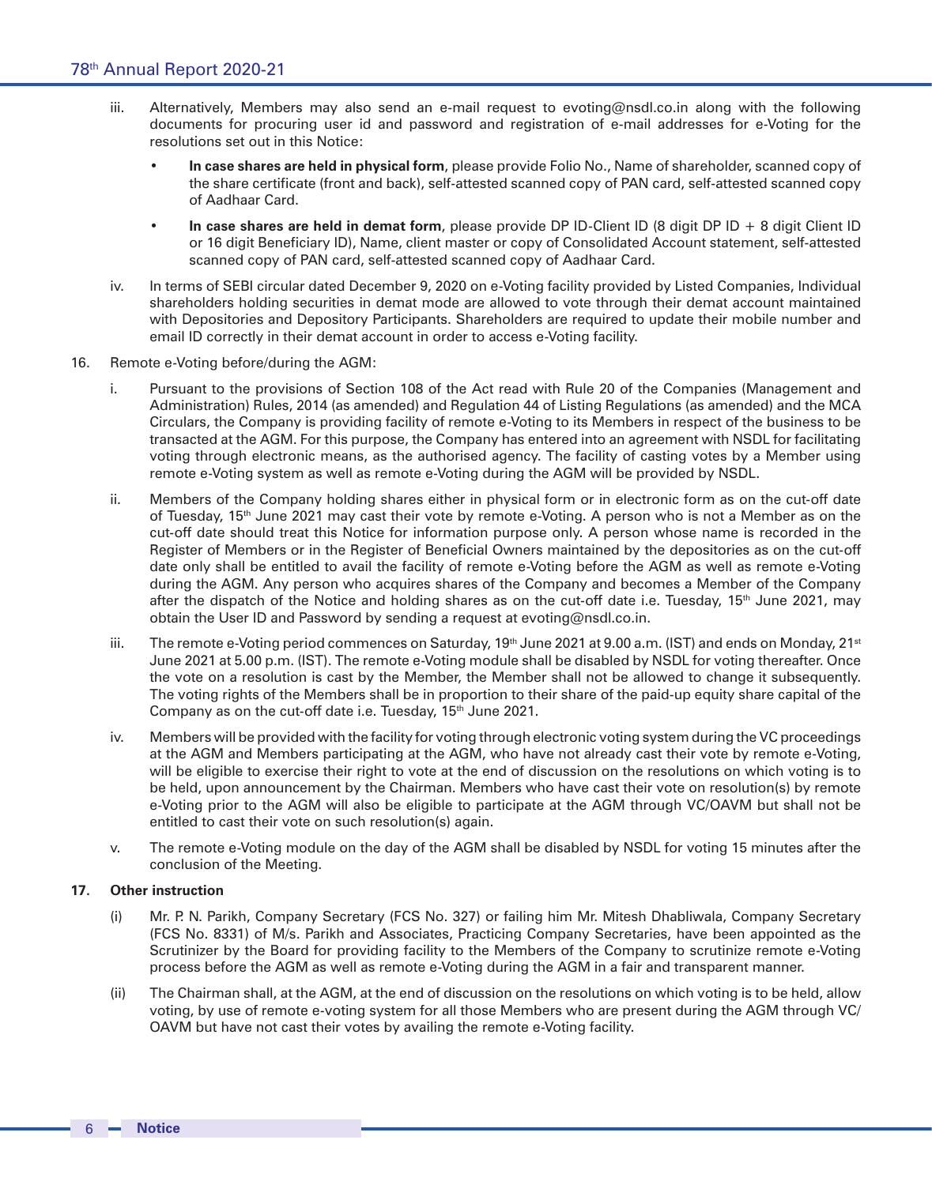iii. Alternatively, Members may also send an e-mail request to evoting@nsdl.co.in along with the following documents for procuring user id and password and registration of e-mail addresses for e-Voting for the resolutions set out in this Notice:

- **In case shares are held in physical form**, please provide Folio No., Name of shareholder, scanned copy of the share certificate (front and back), self-attested scanned copy of PAN card, self-attested scanned copy of Aadhaar Card.
- **In case shares are held in demat form**, please provide DP ID-Client ID (8 digit DP ID + 8 digit Client ID or 16 digit Beneficiary ID), Name, client master or copy of Consolidated Account statement, self-attested scanned copy of PAN card, self-attested scanned copy of Aadhaar Card.

iv. In terms of SEBI circular dated December 9, 2020 on e-Voting facility provided by Listed Companies, Individual shareholders holding securities in demat mode are allowed to vote through their demat account maintained with Depositories and Depository Participants. Shareholders are required to update their mobile number and email ID correctly in their demat account in order to access e-Voting facility.

16. Remote e-Voting before/during the AGM:

i. Pursuant to the provisions of Section 108 of the Act read with Rule 20 of the Companies (Management and Administration) Rules, 2014 (as amended) and Regulation 44 of Listing Regulations (as amended) and the MCA Circulars, the Company is providing facility of remote e-Voting to its Members in respect of the business to be transacted at the AGM. For this purpose, the Company has entered into an agreement with NSDL for facilitating voting through electronic means, as the authorised agency. The facility of casting votes by a Member using remote e-Voting system as well as remote e-Voting during the AGM will be provided by NSDL.

ii. Members of the Company holding shares either in physical form or in electronic form as on the cut-off date of Tuesday, 15th June 2021 may cast their vote by remote e-Voting. A person who is not a Member as on the cut-off date should treat this Notice for information purpose only. A person whose name is recorded in the Register of Members or in the Register of Beneficial Owners maintained by the depositories as on the cut-off date only shall be entitled to avail the facility of remote e-Voting before the AGM as well as remote e-Voting during the AGM. Any person who acquires shares of the Company and becomes a Member of the Company after the dispatch of the Notice and holding shares as on the cut-off date i.e. Tuesday, 15th June 2021, may obtain the User ID and Password by sending a request at evoting@nsdl.co.in.

iii. The remote e-Voting period commences on Saturday, 19th June 2021 at 9.00 a.m. (IST) and ends on Monday, 21st June 2021 at 5.00 p.m. (IST). The remote e-Voting module shall be disabled by NSDL for voting thereafter. Once the vote on a resolution is cast by the Member, the Member shall not be allowed to change it subsequently. The voting rights of the Members shall be in proportion to their share of the paid-up equity share capital of the Company as on the cut-off date i.e. Tuesday, 15th June 2021.

iv. Members will be provided with the facility for voting through electronic voting system during the VC proceedings at the AGM and Members participating at the AGM, who have not already cast their vote by remote e-Voting, will be eligible to exercise their right to vote at the end of discussion on the resolutions on which voting is to be held, upon announcement by the Chairman. Members who have cast their vote on resolution(s) by remote e-Voting prior to the AGM will also be eligible to participate at the AGM through VC/OAVM but shall not be entitled to cast their vote on such resolution(s) again.

v. The remote e-Voting module on the day of the AGM shall be disabled by NSDL for voting 15 minutes after the conclusion of the Meeting.

**17. Other instruction**

(i) Mr. P. N. Parikh, Company Secretary (FCS No. 327) or failing him Mr. Mitesh Dhabliwala, Company Secretary (FCS No. 8331) of M/s. Parikh and Associates, Practicing Company Secretaries, have been appointed as the Scrutinizer by the Board for providing facility to the Members of the Company to scrutinize remote e-Voting process before the AGM as well as remote e-Voting during the AGM in a fair and transparent manner.

(ii) The Chairman shall, at the AGM, at the end of discussion on the resolutions on which voting is to be held, allow voting, by use of remote e-voting system for all those Members who are present during the AGM through VC/ OAVM but have not cast their votes by availing the remote e-Voting facility.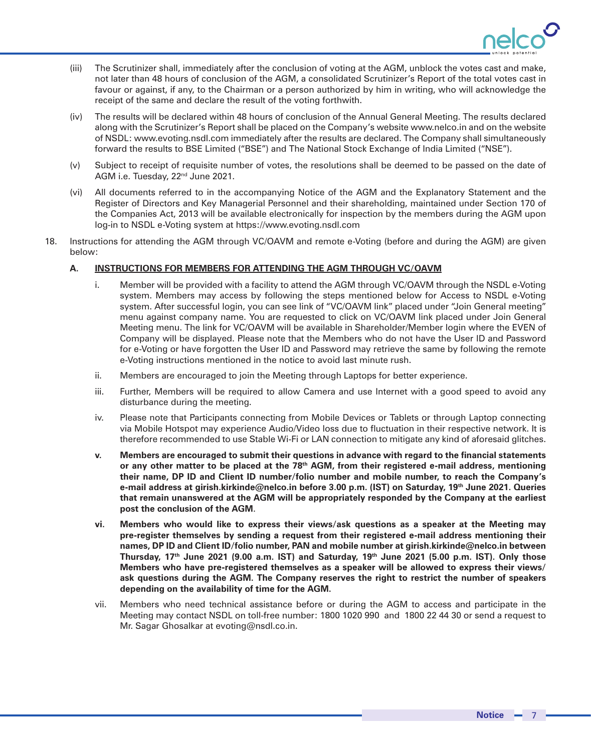(iii) The Scrutinizer shall, immediately after the conclusion of voting at the AGM, unblock the votes cast and make, not later than 48 hours of conclusion of the AGM, a consolidated Scrutinizer's Report of the total votes cast in favour or against, if any, to the Chairman or a person authorized by him in writing, who will acknowledge the receipt of the same and declare the result of the voting forthwith.

(iv) The results will be declared within 48 hours of conclusion of the Annual General Meeting. The results declared along with the Scrutinizer's Report shall be placed on the Company's website www.nelco.in and on the website of NSDL: www.evoting.nsdl.com immediately after the results are declared. The Company shall simultaneously forward the results to BSE Limited ("BSE") and The National Stock Exchange of India Limited ("NSE").

(v) Subject to receipt of requisite number of votes, the resolutions shall be deemed to be passed on the date of AGM i.e. Tuesday, 22nd June 2021.

(vi) All documents referred to in the accompanying Notice of the AGM and the Explanatory Statement and the Register of Directors and Key Managerial Personnel and their shareholding, maintained under Section 170 of the Companies Act, 2013 will be available electronically for inspection by the members during the AGM upon log-in to NSDL e-Voting system at https://www.evoting.nsdl.com

18. Instructions for attending the AGM through VC/OAVM and remote e-Voting (before and during the AGM) are given below:

**A. INSTRUCTIONS FOR MEMBERS FOR ATTENDING THE AGM THROUGH VC/OAVM**

i. Member will be provided with a facility to attend the AGM through VC/OAVM through the NSDL e-Voting system. Members may access by following the steps mentioned below for Access to NSDL e-Voting system. After successful login, you can see link of "VC/OAVM link" placed under "Join General meeting" menu against company name. You are requested to click on VC/OAVM link placed under Join General Meeting menu. The link for VC/OAVM will be available in Shareholder/Member login where the EVEN of Company will be displayed. Please note that the Members who do not have the User ID and Password for e-Voting or have forgotten the User ID and Password may retrieve the same by following the remote e-Voting instructions mentioned in the notice to avoid last minute rush.

ii. Members are encouraged to join the Meeting through Laptops for better experience.

iii. Further, Members will be required to allow Camera and use Internet with a good speed to avoid any disturbance during the meeting.

iv. Please note that Participants connecting from Mobile Devices or Tablets or through Laptop connecting via Mobile Hotspot may experience Audio/Video loss due to fluctuation in their respective network. It is therefore recommended to use Stable Wi-Fi or LAN connection to mitigate any kind of aforesaid glitches.

**v. Members are encouraged to submit their questions in advance with regard to the financial statements or any other matter to be placed at the 78th AGM, from their registered e-mail address, mentioning their name, DP ID and Client ID number/folio number and mobile number, to reach the Company's e-mail address at girish.kirkinde@nelco.in before 3.00 p.m. (IST) on Saturday, 19th June 2021. Queries that remain unanswered at the AGM will be appropriately responded by the Company at the earliest post the conclusion of the AGM.**

**vi. Members who would like to express their views/ask questions as a speaker at the Meeting may pre-register themselves by sending a request from their registered e-mail address mentioning their names, DP ID and Client ID/folio number, PAN and mobile number at girish.kirkinde@nelco.in between Thursday, 17th June 2021 (9.00 a.m. IST) and Saturday, 19th June 2021 (5.00 p.m. IST). Only those Members who have pre-registered themselves as a speaker will be allowed to express their views/ ask questions during the AGM. The Company reserves the right to restrict the number of speakers depending on the availability of time for the AGM.**

vii. Members who need technical assistance before or during the AGM to access and participate in the Meeting may contact NSDL on toll-free number: 1800 1020 990 and 1800 22 44 30 or send a request to Mr. Sagar Ghosalkar at evoting@nsdl.co.in.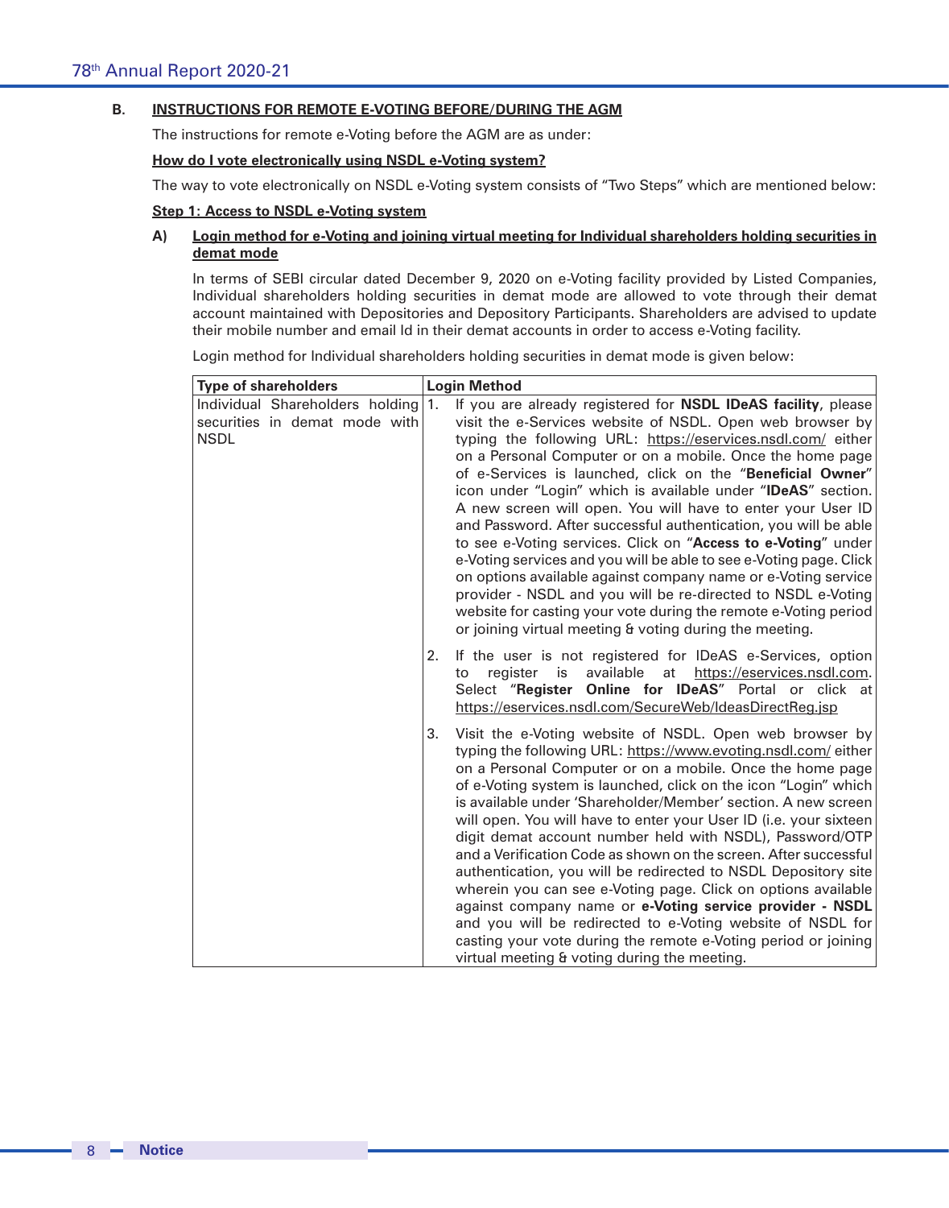**B. INSTRUCTIONS FOR REMOTE E-VOTING BEFORE/DURING THE AGM**

The instructions for remote e-Voting before the AGM are as under:

**How do I vote electronically using NSDL e-Voting system?**

The way to vote electronically on NSDL e-Voting system consists of "Two Steps" which are mentioned below:

**Step 1: Access to NSDL e-Voting system**

**A) Login method for e-Voting and joining virtual meeting for Individual shareholders holding securities in demat mode**

In terms of SEBI circular dated December 9, 2020 on e-Voting facility provided by Listed Companies, Individual shareholders holding securities in demat mode are allowed to vote through their demat account maintained with Depositories and Depository Participants. Shareholders are advised to update their mobile number and email Id in their demat accounts in order to access e-Voting facility.

Login method for Individual shareholders holding securities in demat mode is given below:

| Type of shareholders | Login Method |
|---|---|
| Individual Shareholders holding securities in demat mode with NSDL | 1. If you are already registered for **NSDL IDeAS facility**, please visit the e-Services website of NSDL. Open web browser by typing the following URL: https://eservices.nsdl.com/ either on a Personal Computer or on a mobile. Once the home page of e-Services is launched, click on the "**Beneficial Owner**" icon under "Login" which is available under "**IDeAS**" section. A new screen will open. You will have to enter your User ID and Password. After successful authentication, you will be able to see e-Voting services. Click on "**Access to e-Voting**" under e-Voting services and you will be able to see e-Voting page. Click on options available against company name or e-Voting service provider - NSDL and you will be re-directed to NSDL e-Voting website for casting your vote during the remote e-Voting period or joining virtual meeting & voting during the meeting.<br><br>2. If the user is not registered for IDeAS e-Services, option to register is available at https://eservices.nsdl.com. Select "**Register Online for IDeAS**" Portal or click at https://eservices.nsdl.com/SecureWeb/IdeasDirectReg.jsp<br><br>3. Visit the e-Voting website of NSDL. Open web browser by typing the following URL: https://www.evoting.nsdl.com/ either on a Personal Computer or on a mobile. Once the home page of e-Voting system is launched, click on the icon "Login" which is available under 'Shareholder/Member' section. A new screen will open. You will have to enter your User ID (i.e. your sixteen digit demat account number held with NSDL), Password/OTP and a Verification Code as shown on the screen. After successful authentication, you will be redirected to NSDL Depository site wherein you can see e-Voting page. Click on options available against company name or **e-Voting service provider - NSDL** and you will be redirected to e-Voting website of NSDL for casting your vote during the remote e-Voting period or joining virtual meeting & voting during the meeting. |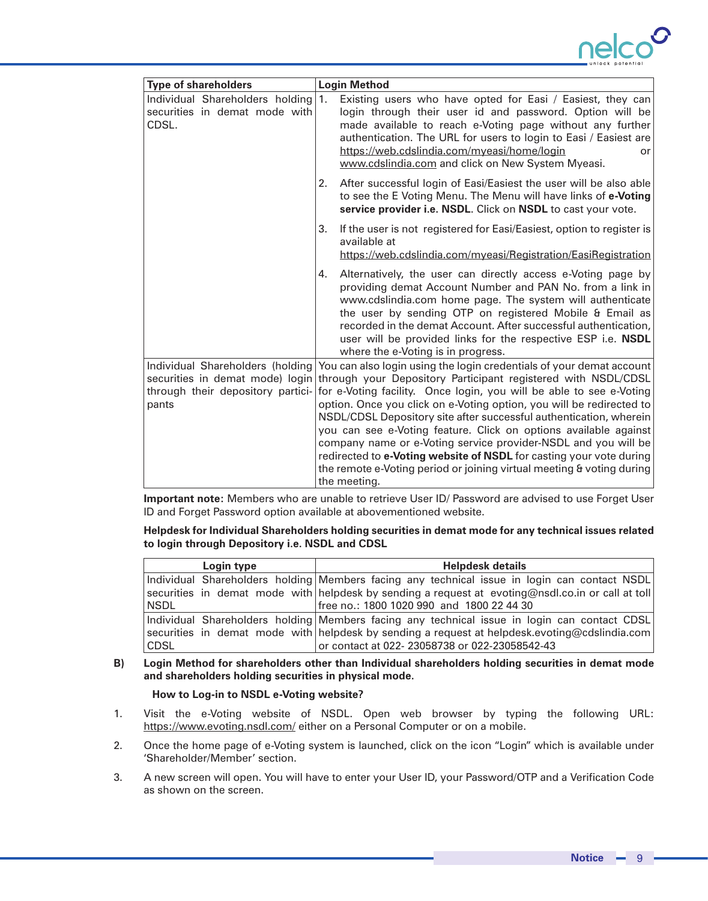| Type of shareholders | Login Method |
|---|---|
| Individual Shareholders holding securities in demat mode with CDSL. | 1. Existing users who have opted for Easi / Easiest, they can login through their user id and password. Option will be made available to reach e-Voting page without any further authentication. The URL for users to login to Easi / Easiest are https://web.cdslindia.com/myeasi/home/login or www.cdslindia.com and click on New System Myeasi.<br><br>2. After successful login of Easi/Easiest the user will be also able to see the E Voting Menu. The Menu will have links of **e-Voting service provider i.e. NSDL**. Click on **NSDL** to cast your vote.<br><br>3. If the user is not registered for Easi/Easiest, option to register is available at https://web.cdslindia.com/myeasi/Registration/EasiRegistration<br><br>4. Alternatively, the user can directly access e-Voting page by providing demat Account Number and PAN No. from a link in www.cdslindia.com home page. The system will authenticate the user by sending OTP on registered Mobile & Email as recorded in the demat Account. After successful authentication, user will be provided links for the respective ESP i.e. **NSDL** where the e-Voting is in progress. |
| Individual Shareholders (holding securities in demat mode) login through their depository participants | You can also login using the login credentials of your demat account through your Depository Participant registered with NSDL/CDSL for e-Voting facility. Once login, you will be able to see e-Voting option. Once you click on e-Voting option, you will be redirected to NSDL/CDSL Depository site after successful authentication, wherein you can see e-Voting feature. Click on options available against company name or e-Voting service provider-NSDL and you will be redirected to **e-Voting website of NSDL** for casting your vote during the remote e-Voting period or joining virtual meeting & voting during the meeting. |

**Important note**: Members who are unable to retrieve User ID/ Password are advised to use Forget User ID and Forget Password option available at abovementioned website.

**Helpdesk for Individual Shareholders holding securities in demat mode for any technical issues related to login through Depository i.e. NSDL and CDSL**

| Login type | Helpdesk details |
|---|---|
| Individual Shareholders holding securities in demat mode with NSDL | Members facing any technical issue in login can contact NSDL helpdesk by sending a request at evoting@nsdl.co.in or call at toll free no.: 1800 1020 990 and 1800 22 44 30 |
| Individual Shareholders holding securities in demat mode with CDSL | Members facing any technical issue in login can contact CDSL helpdesk by sending a request at helpdesk.evoting@cdslindia.com or contact at 022- 23058738 or 022-23058542-43 |

**B) Login Method for shareholders other than Individual shareholders holding securities in demat mode and shareholders holding securities in physical mode.**

**How to Log-in to NSDL e-Voting website?**

1. Visit the e-Voting website of NSDL. Open web browser by typing the following URL: https://www.evoting.nsdl.com/ either on a Personal Computer or on a mobile.

2. Once the home page of e-Voting system is launched, click on the icon "Login" which is available under 'Shareholder/Member' section.

3. A new screen will open. You will have to enter your User ID, your Password/OTP and a Verification Code as shown on the screen.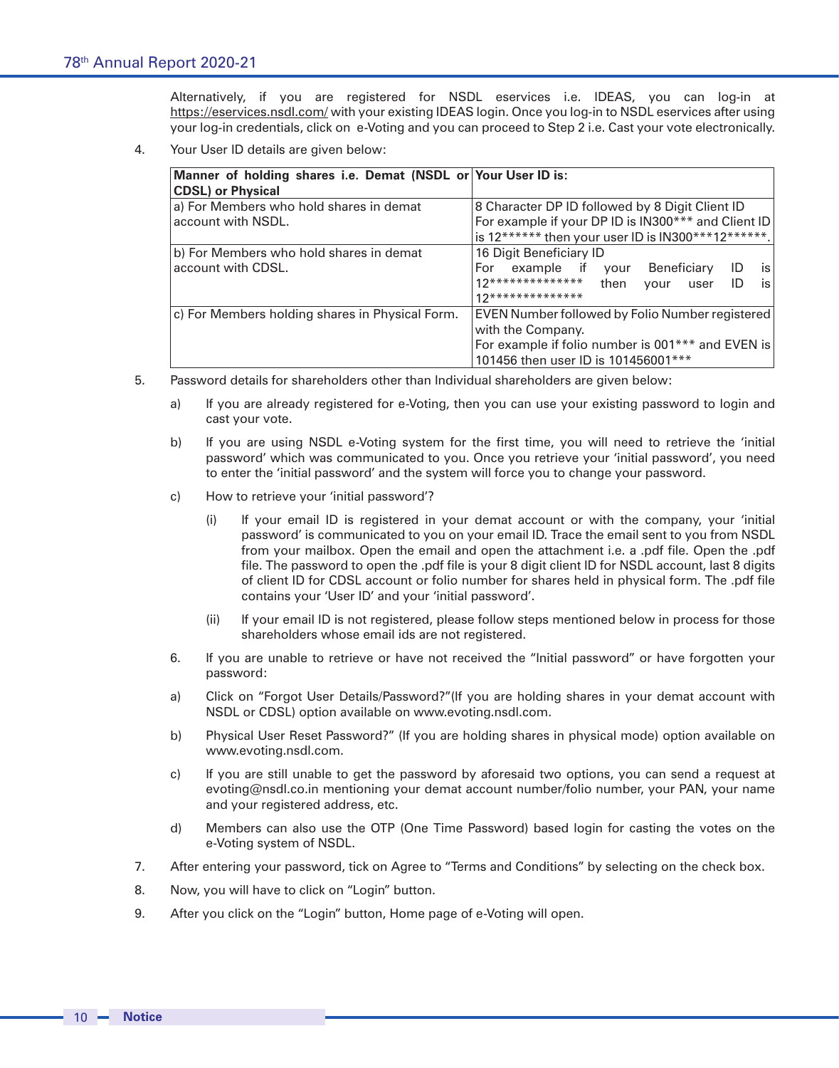Alternatively, if you are registered for NSDL eservices i.e. IDEAS, you can log-in at https://eservices.nsdl.com/ with your existing IDEAS login. Once you log-in to NSDL eservices after using your log-in credentials, click on e-Voting and you can proceed to Step 2 i.e. Cast your vote electronically.

4. Your User ID details are given below:

| **Manner of holding shares i.e. Demat (NSDL or CDSL) or Physical** | **Your User ID is:** |
|---|---|
| a) For Members who hold shares in demat account with NSDL. | 8 Character DP ID followed by 8 Digit Client ID<br>For example if your DP ID is IN300*** and Client ID is 12****** then your user ID is IN300***12******. |
| b) For Members who hold shares in demat account with CDSL. | 16 Digit Beneficiary ID<br>For example if your Beneficiary ID is 12************** then your user ID is 12************** |
| c) For Members holding shares in Physical Form. | EVEN Number followed by Folio Number registered with the Company.<br>For example if folio number is 001*** and EVEN is 101456 then user ID is 101456001*** |

5. Password details for shareholders other than Individual shareholders are given below:

   a) If you are already registered for e-Voting, then you can use your existing password to login and cast your vote.

   b) If you are using NSDL e-Voting system for the first time, you will need to retrieve the 'initial password' which was communicated to you. Once you retrieve your 'initial password', you need to enter the 'initial password' and the system will force you to change your password.

   c) How to retrieve your 'initial password'?

      (i) If your email ID is registered in your demat account or with the company, your 'initial password' is communicated to you on your email ID. Trace the email sent to you from NSDL from your mailbox. Open the email and open the attachment i.e. a .pdf file. Open the .pdf file. The password to open the .pdf file is your 8 digit client ID for NSDL account, last 8 digits of client ID for CDSL account or folio number for shares held in physical form. The .pdf file contains your 'User ID' and your 'initial password'.

      (ii) If your email ID is not registered, please follow steps mentioned below in process for those shareholders whose email ids are not registered.

   6. If you are unable to retrieve or have not received the "Initial password" or have forgotten your password:

   a) Click on "Forgot User Details/Password?"(If you are holding shares in your demat account with NSDL or CDSL) option available on www.evoting.nsdl.com.

   b) Physical User Reset Password?" (If you are holding shares in physical mode) option available on www.evoting.nsdl.com.

   c) If you are still unable to get the password by aforesaid two options, you can send a request at evoting@nsdl.co.in mentioning your demat account number/folio number, your PAN, your name and your registered address, etc.

   d) Members can also use the OTP (One Time Password) based login for casting the votes on the e-Voting system of NSDL.

7. After entering your password, tick on Agree to "Terms and Conditions" by selecting on the check box.

8. Now, you will have to click on "Login" button.

9. After you click on the "Login" button, Home page of e-Voting will open.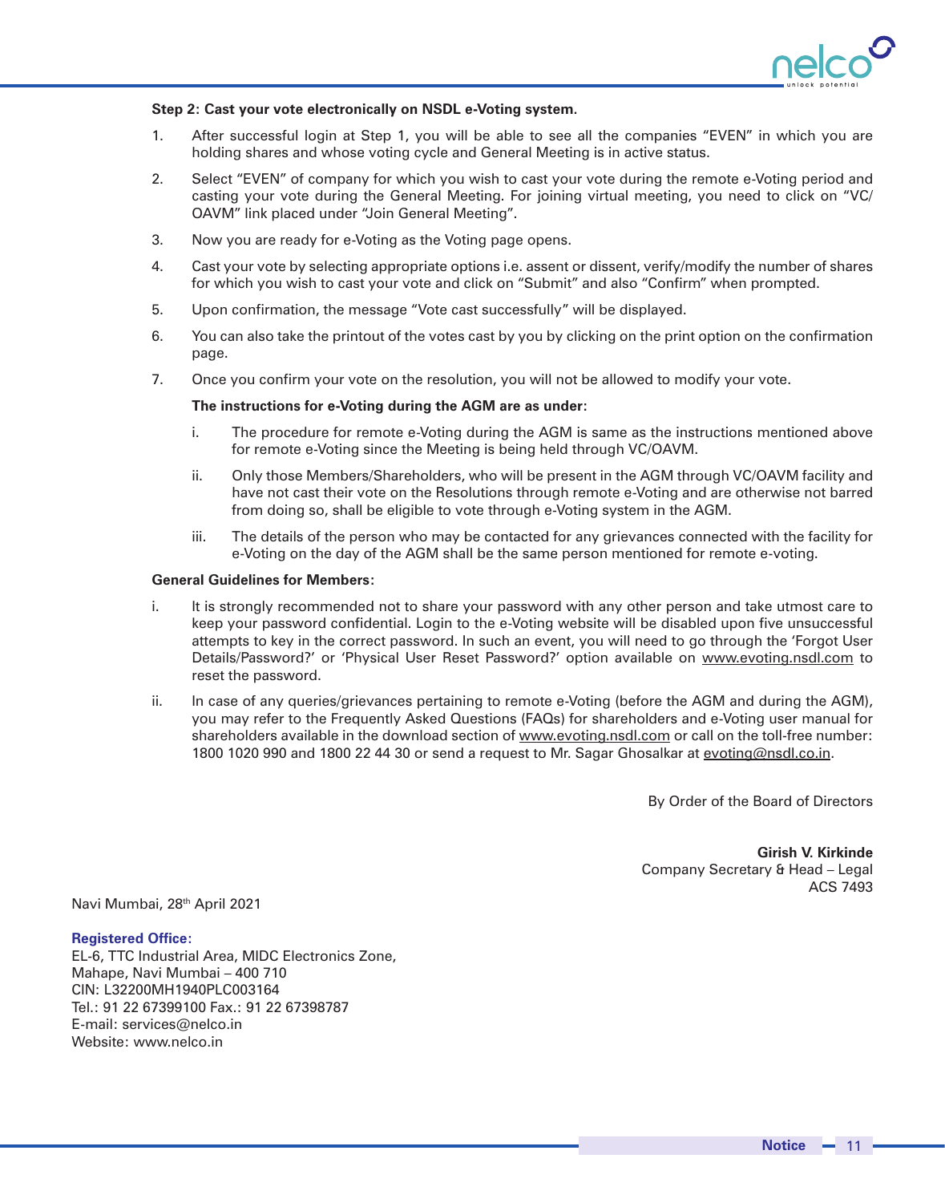**Step 2: Cast your vote electronically on NSDL e-Voting system.**

1. After successful login at Step 1, you will be able to see all the companies "EVEN" in which you are holding shares and whose voting cycle and General Meeting is in active status.
2. Select "EVEN" of company for which you wish to cast your vote during the remote e-Voting period and casting your vote during the General Meeting. For joining virtual meeting, you need to click on "VC/OAVM" link placed under "Join General Meeting".
3. Now you are ready for e-Voting as the Voting page opens.
4. Cast your vote by selecting appropriate options i.e. assent or dissent, verify/modify the number of shares for which you wish to cast your vote and click on "Submit" and also "Confirm" when prompted.
5. Upon confirmation, the message "Vote cast successfully" will be displayed.
6. You can also take the printout of the votes cast by you by clicking on the print option on the confirmation page.
7. Once you confirm your vote on the resolution, you will not be allowed to modify your vote.

**The instructions for e-Voting during the AGM are as under:**

i. The procedure for remote e-Voting during the AGM is same as the instructions mentioned above for remote e-Voting since the Meeting is being held through VC/OAVM.

ii. Only those Members/Shareholders, who will be present in the AGM through VC/OAVM facility and have not cast their vote on the Resolutions through remote e-Voting and are otherwise not barred from doing so, shall be eligible to vote through e-Voting system in the AGM.

iii. The details of the person who may be contacted for any grievances connected with the facility for e-Voting on the day of the AGM shall be the same person mentioned for remote e-voting.

**General Guidelines for Members:**

i. It is strongly recommended not to share your password with any other person and take utmost care to keep your password confidential. Login to the e-Voting website will be disabled upon five unsuccessful attempts to key in the correct password. In such an event, you will need to go through the 'Forgot User Details/Password?' or 'Physical User Reset Password?' option available on www.evoting.nsdl.com to reset the password.

ii. In case of any queries/grievances pertaining to remote e-Voting (before the AGM and during the AGM), you may refer to the Frequently Asked Questions (FAQs) for shareholders and e-Voting user manual for shareholders available in the download section of www.evoting.nsdl.com or call on the toll-free number: 1800 1020 990 and 1800 22 44 30 or send a request to Mr. Sagar Ghosalkar at evoting@nsdl.co.in.

By Order of the Board of Directors

**Girish V. Kirkinde**
Company Secretary & Head – Legal
ACS 7493

Navi Mumbai, 28th April 2021

**Registered Office:**
EL-6, TTC Industrial Area, MIDC Electronics Zone,
Mahape, Navi Mumbai – 400 710
CIN: L32200MH1940PLC003164
Tel.: 91 22 67399100 Fax.: 91 22 67398787
E-mail: services@nelco.in
Website: www.nelco.in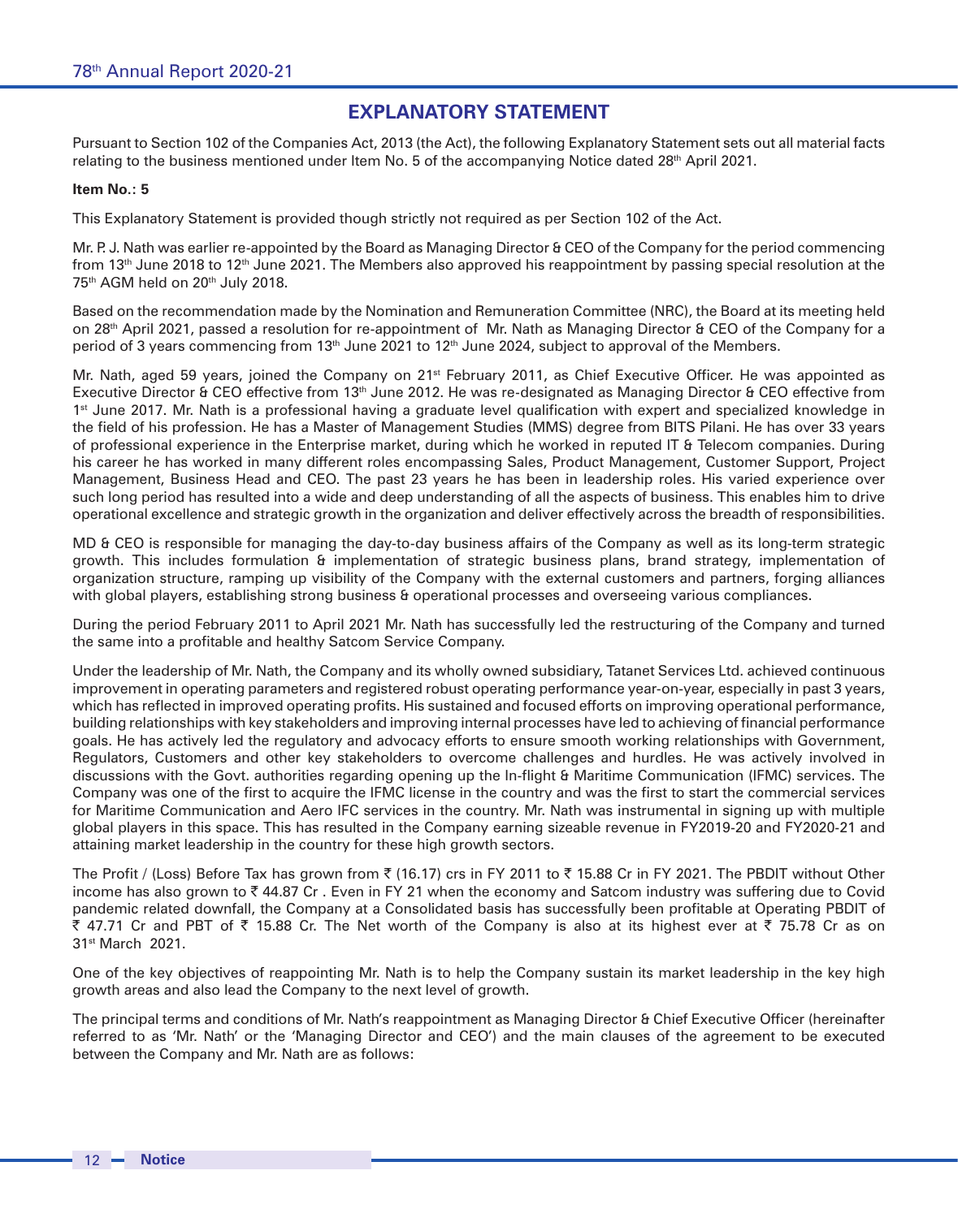## EXPLANATORY STATEMENT

Pursuant to Section 102 of the Companies Act, 2013 (the Act), the following Explanatory Statement sets out all material facts relating to the business mentioned under Item No. 5 of the accompanying Notice dated 28th April 2021.

**Item No.: 5**

This Explanatory Statement is provided though strictly not required as per Section 102 of the Act.

Mr. P. J. Nath was earlier re-appointed by the Board as Managing Director & CEO of the Company for the period commencing from 13th June 2018 to 12th June 2021. The Members also approved his reappointment by passing special resolution at the 75th AGM held on 20th July 2018.

Based on the recommendation made by the Nomination and Remuneration Committee (NRC), the Board at its meeting held on 28th April 2021, passed a resolution for re-appointment of Mr. Nath as Managing Director & CEO of the Company for a period of 3 years commencing from 13th June 2021 to 12th June 2024, subject to approval of the Members.

Mr. Nath, aged 59 years, joined the Company on 21st February 2011, as Chief Executive Officer. He was appointed as Executive Director & CEO effective from 13th June 2012. He was re-designated as Managing Director & CEO effective from 1st June 2017. Mr. Nath is a professional having a graduate level qualification with expert and specialized knowledge in the field of his profession. He has a Master of Management Studies (MMS) degree from BITS Pilani. He has over 33 years of professional experience in the Enterprise market, during which he worked in reputed IT & Telecom companies. During his career he has worked in many different roles encompassing Sales, Product Management, Customer Support, Project Management, Business Head and CEO. The past 23 years he has been in leadership roles. His varied experience over such long period has resulted into a wide and deep understanding of all the aspects of business. This enables him to drive operational excellence and strategic growth in the organization and deliver effectively across the breadth of responsibilities.

MD & CEO is responsible for managing the day-to-day business affairs of the Company as well as its long-term strategic growth. This includes formulation & implementation of strategic business plans, brand strategy, implementation of organization structure, ramping up visibility of the Company with the external customers and partners, forging alliances with global players, establishing strong business & operational processes and overseeing various compliances.

During the period February 2011 to April 2021 Mr. Nath has successfully led the restructuring of the Company and turned the same into a profitable and healthy Satcom Service Company.

Under the leadership of Mr. Nath, the Company and its wholly owned subsidiary, Tatanet Services Ltd. achieved continuous improvement in operating parameters and registered robust operating performance year-on-year, especially in past 3 years, which has reflected in improved operating profits. His sustained and focused efforts on improving operational performance, building relationships with key stakeholders and improving internal processes have led to achieving of financial performance goals. He has actively led the regulatory and advocacy efforts to ensure smooth working relationships with Government, Regulators, Customers and other key stakeholders to overcome challenges and hurdles. He was actively involved in discussions with the Govt. authorities regarding opening up the In-flight & Maritime Communication (IFMC) services. The Company was one of the first to acquire the IFMC license in the country and was the first to start the commercial services for Maritime Communication and Aero IFC services in the country. Mr. Nath was instrumental in signing up with multiple global players in this space. This has resulted in the Company earning sizeable revenue in FY2019-20 and FY2020-21 and attaining market leadership in the country for these high growth sectors.

The Profit / (Loss) Before Tax has grown from ₹ (16.17) crs in FY 2011 to ₹ 15.88 Cr in FY 2021. The PBDIT without Other income has also grown to ₹ 44.87 Cr . Even in FY 21 when the economy and Satcom industry was suffering due to Covid pandemic related downfall, the Company at a Consolidated basis has successfully been profitable at Operating PBDIT of ₹ 47.71 Cr and PBT of ₹ 15.88 Cr. The Net worth of the Company is also at its highest ever at ₹ 75.78 Cr as on 31st March 2021.

One of the key objectives of reappointing Mr. Nath is to help the Company sustain its market leadership in the key high growth areas and also lead the Company to the next level of growth.

The principal terms and conditions of Mr. Nath's reappointment as Managing Director & Chief Executive Officer (hereinafter referred to as 'Mr. Nath' or the 'Managing Director and CEO') and the main clauses of the agreement to be executed between the Company and Mr. Nath are as follows: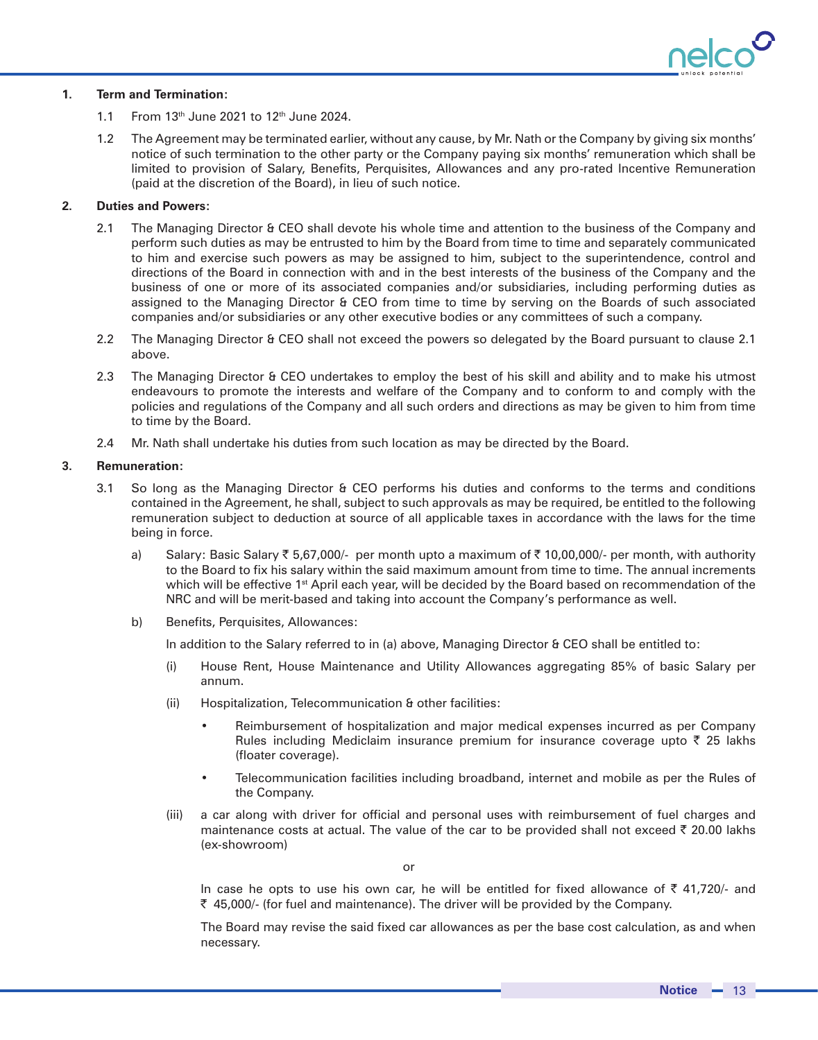**1. Term and Termination:**

1.1 From 13th June 2021 to 12th June 2024.

1.2 The Agreement may be terminated earlier, without any cause, by Mr. Nath or the Company by giving six months' notice of such termination to the other party or the Company paying six months' remuneration which shall be limited to provision of Salary, Benefits, Perquisites, Allowances and any pro-rated Incentive Remuneration (paid at the discretion of the Board), in lieu of such notice.

**2. Duties and Powers:**

2.1 The Managing Director & CEO shall devote his whole time and attention to the business of the Company and perform such duties as may be entrusted to him by the Board from time to time and separately communicated to him and exercise such powers as may be assigned to him, subject to the superintendence, control and directions of the Board in connection with and in the best interests of the business of the Company and the business of one or more of its associated companies and/or subsidiaries, including performing duties as assigned to the Managing Director & CEO from time to time by serving on the Boards of such associated companies and/or subsidiaries or any other executive bodies or any committees of such a company.

2.2 The Managing Director & CEO shall not exceed the powers so delegated by the Board pursuant to clause 2.1 above.

2.3 The Managing Director & CEO undertakes to employ the best of his skill and ability and to make his utmost endeavours to promote the interests and welfare of the Company and to conform to and comply with the policies and regulations of the Company and all such orders and directions as may be given to him from time to time by the Board.

2.4 Mr. Nath shall undertake his duties from such location as may be directed by the Board.

**3. Remuneration:**

3.1 So long as the Managing Director & CEO performs his duties and conforms to the terms and conditions contained in the Agreement, he shall, subject to such approvals as may be required, be entitled to the following remuneration subject to deduction at source of all applicable taxes in accordance with the laws for the time being in force.

a) Salary: Basic Salary ₹ 5,67,000/- per month upto a maximum of ₹ 10,00,000/- per month, with authority to the Board to fix his salary within the said maximum amount from time to time. The annual increments which will be effective 1st April each year, will be decided by the Board based on recommendation of the NRC and will be merit-based and taking into account the Company's performance as well.

b) Benefits, Perquisites, Allowances:

In addition to the Salary referred to in (a) above, Managing Director & CEO shall be entitled to:

(i) House Rent, House Maintenance and Utility Allowances aggregating 85% of basic Salary per annum.

(ii) Hospitalization, Telecommunication & other facilities:

- Reimbursement of hospitalization and major medical expenses incurred as per Company Rules including Mediclaim insurance premium for insurance coverage upto ₹ 25 lakhs (floater coverage).
- Telecommunication facilities including broadband, internet and mobile as per the Rules of the Company.

(iii) a car along with driver for official and personal uses with reimbursement of fuel charges and maintenance costs at actual. The value of the car to be provided shall not exceed ₹ 20.00 lakhs (ex-showroom)

or

In case he opts to use his own car, he will be entitled for fixed allowance of ₹ 41,720/- and ₹ 45,000/- (for fuel and maintenance). The driver will be provided by the Company.

The Board may revise the said fixed car allowances as per the base cost calculation, as and when necessary.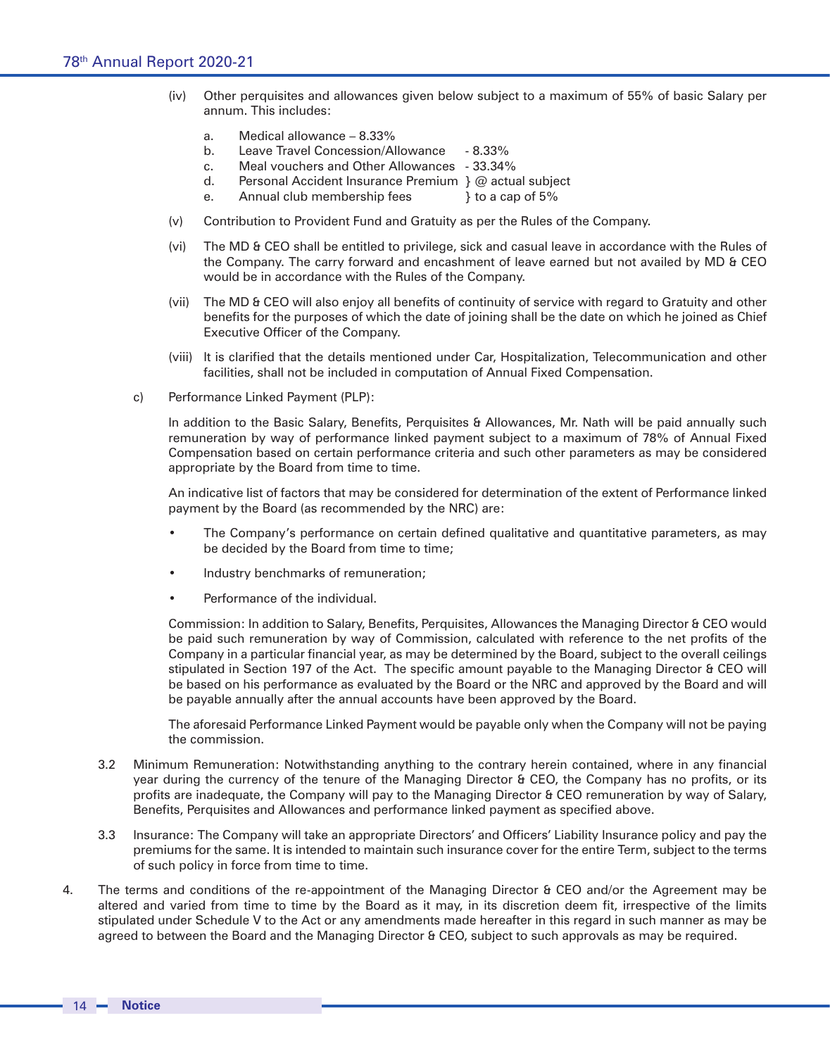(iv) Other perquisites and allowances given below subject to a maximum of 55% of basic Salary per annum. This includes:

a. Medical allowance – 8.33%
b. Leave Travel Concession/Allowance - 8.33%
c. Meal vouchers and Other Allowances - 33.34%
d. Personal Accident Insurance Premium } @ actual subject
e. Annual club membership fees } to a cap of 5%

(v) Contribution to Provident Fund and Gratuity as per the Rules of the Company.

(vi) The MD & CEO shall be entitled to privilege, sick and casual leave in accordance with the Rules of the Company. The carry forward and encashment of leave earned but not availed by MD & CEO would be in accordance with the Rules of the Company.

(vii) The MD & CEO will also enjoy all benefits of continuity of service with regard to Gratuity and other benefits for the purposes of which the date of joining shall be the date on which he joined as Chief Executive Officer of the Company.

(viii) It is clarified that the details mentioned under Car, Hospitalization, Telecommunication and other facilities, shall not be included in computation of Annual Fixed Compensation.

c) Performance Linked Payment (PLP):

In addition to the Basic Salary, Benefits, Perquisites & Allowances, Mr. Nath will be paid annually such remuneration by way of performance linked payment subject to a maximum of 78% of Annual Fixed Compensation based on certain performance criteria and such other parameters as may be considered appropriate by the Board from time to time.

An indicative list of factors that may be considered for determination of the extent of Performance linked payment by the Board (as recommended by the NRC) are:

- The Company's performance on certain defined qualitative and quantitative parameters, as may be decided by the Board from time to time;
- Industry benchmarks of remuneration;
- Performance of the individual.

Commission: In addition to Salary, Benefits, Perquisites, Allowances the Managing Director & CEO would be paid such remuneration by way of Commission, calculated with reference to the net profits of the Company in a particular financial year, as may be determined by the Board, subject to the overall ceilings stipulated in Section 197 of the Act. The specific amount payable to the Managing Director & CEO will be based on his performance as evaluated by the Board or the NRC and approved by the Board and will be payable annually after the annual accounts have been approved by the Board.

The aforesaid Performance Linked Payment would be payable only when the Company will not be paying the commission.

3.2 Minimum Remuneration: Notwithstanding anything to the contrary herein contained, where in any financial year during the currency of the tenure of the Managing Director & CEO, the Company has no profits, or its profits are inadequate, the Company will pay to the Managing Director & CEO remuneration by way of Salary, Benefits, Perquisites and Allowances and performance linked payment as specified above.

3.3 Insurance: The Company will take an appropriate Directors' and Officers' Liability Insurance policy and pay the premiums for the same. It is intended to maintain such insurance cover for the entire Term, subject to the terms of such policy in force from time to time.

4. The terms and conditions of the re-appointment of the Managing Director & CEO and/or the Agreement may be altered and varied from time to time by the Board as it may, in its discretion deem fit, irrespective of the limits stipulated under Schedule V to the Act or any amendments made hereafter in this regard in such manner as may be agreed to between the Board and the Managing Director & CEO, subject to such approvals as may be required.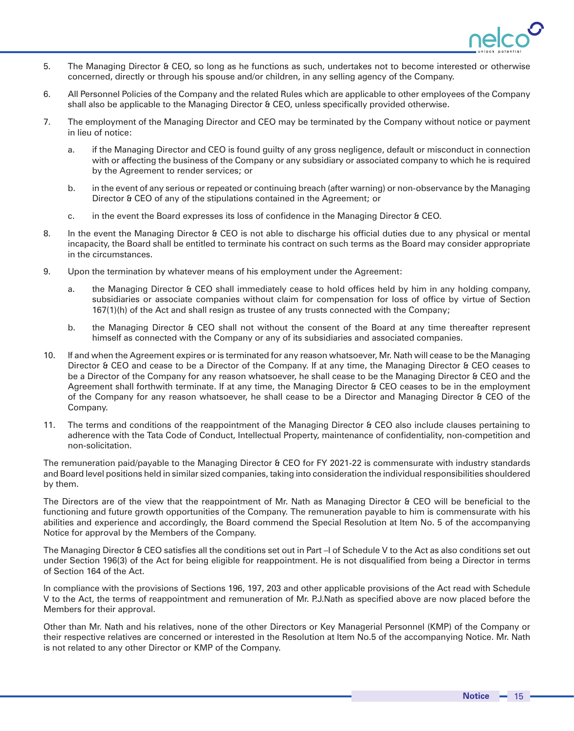5. The Managing Director & CEO, so long as he functions as such, undertakes not to become interested or otherwise concerned, directly or through his spouse and/or children, in any selling agency of the Company.

6. All Personnel Policies of the Company and the related Rules which are applicable to other employees of the Company shall also be applicable to the Managing Director & CEO, unless specifically provided otherwise.

7. The employment of the Managing Director and CEO may be terminated by the Company without notice or payment in lieu of notice:

   a. if the Managing Director and CEO is found guilty of any gross negligence, default or misconduct in connection with or affecting the business of the Company or any subsidiary or associated company to which he is required by the Agreement to render services; or

   b. in the event of any serious or repeated or continuing breach (after warning) or non-observance by the Managing Director & CEO of any of the stipulations contained in the Agreement; or

   c. in the event the Board expresses its loss of confidence in the Managing Director & CEO.

8. In the event the Managing Director & CEO is not able to discharge his official duties due to any physical or mental incapacity, the Board shall be entitled to terminate his contract on such terms as the Board may consider appropriate in the circumstances.

9. Upon the termination by whatever means of his employment under the Agreement:

   a. the Managing Director & CEO shall immediately cease to hold offices held by him in any holding company, subsidiaries or associate companies without claim for compensation for loss of office by virtue of Section 167(1)(h) of the Act and shall resign as trustee of any trusts connected with the Company;

   b. the Managing Director & CEO shall not without the consent of the Board at any time thereafter represent himself as connected with the Company or any of its subsidiaries and associated companies.

10. If and when the Agreement expires or is terminated for any reason whatsoever, Mr. Nath will cease to be the Managing Director & CEO and cease to be a Director of the Company. If at any time, the Managing Director & CEO ceases to be a Director of the Company for any reason whatsoever, he shall cease to be the Managing Director & CEO and the Agreement shall forthwith terminate. If at any time, the Managing Director & CEO ceases to be in the employment of the Company for any reason whatsoever, he shall cease to be a Director and Managing Director & CEO of the Company.

11. The terms and conditions of the reappointment of the Managing Director & CEO also include clauses pertaining to adherence with the Tata Code of Conduct, Intellectual Property, maintenance of confidentiality, non-competition and non-solicitation.

The remuneration paid/payable to the Managing Director & CEO for FY 2021-22 is commensurate with industry standards and Board level positions held in similar sized companies, taking into consideration the individual responsibilities shouldered by them.

The Directors are of the view that the reappointment of Mr. Nath as Managing Director & CEO will be beneficial to the functioning and future growth opportunities of the Company. The remuneration payable to him is commensurate with his abilities and experience and accordingly, the Board commend the Special Resolution at Item No. 5 of the accompanying Notice for approval by the Members of the Company.

The Managing Director & CEO satisfies all the conditions set out in Part –I of Schedule V to the Act as also conditions set out under Section 196(3) of the Act for being eligible for reappointment. He is not disqualified from being a Director in terms of Section 164 of the Act.

In compliance with the provisions of Sections 196, 197, 203 and other applicable provisions of the Act read with Schedule V to the Act, the terms of reappointment and remuneration of Mr. P.J.Nath as specified above are now placed before the Members for their approval.

Other than Mr. Nath and his relatives, none of the other Directors or Key Managerial Personnel (KMP) of the Company or their respective relatives are concerned or interested in the Resolution at Item No.5 of the accompanying Notice. Mr. Nath is not related to any other Director or KMP of the Company.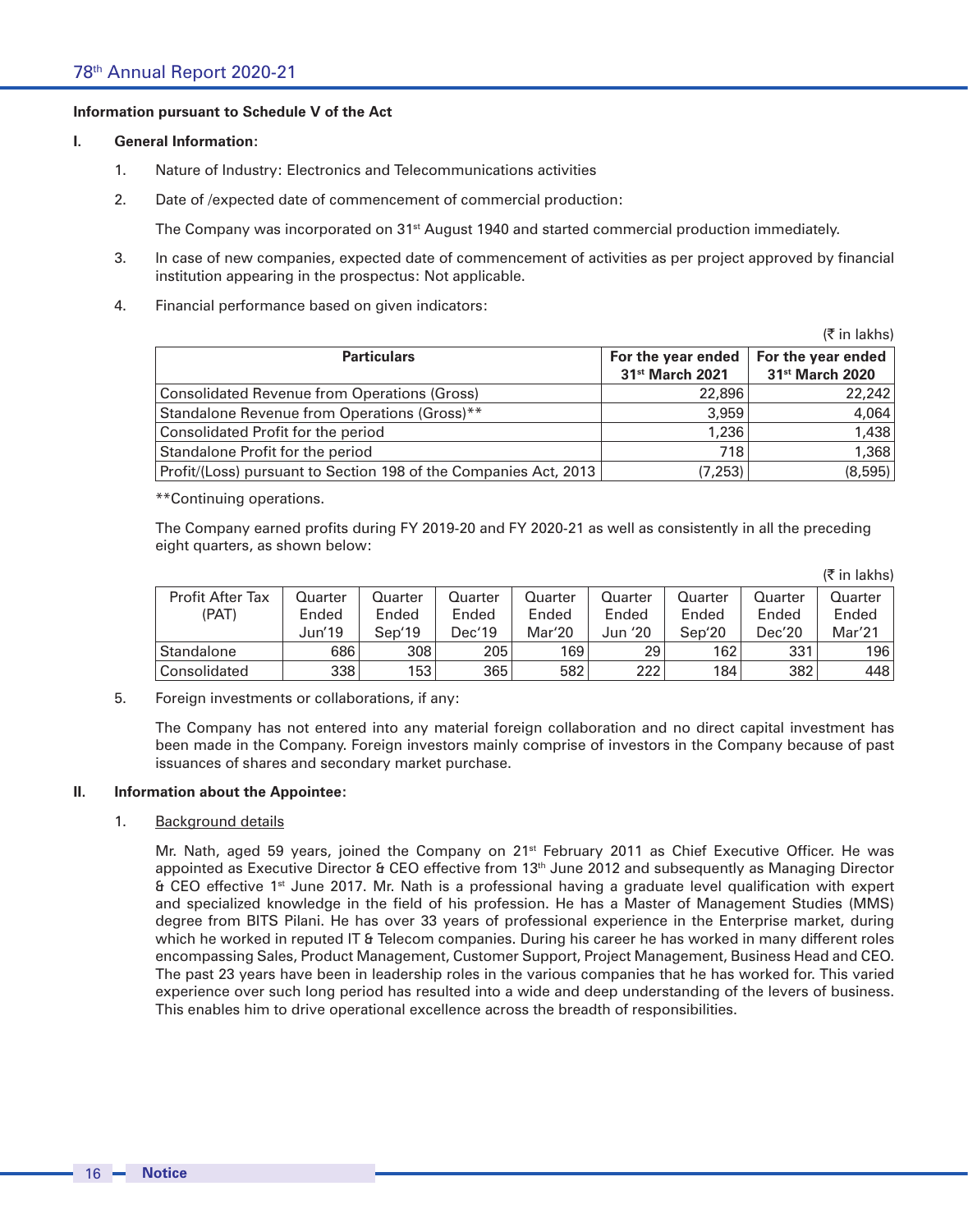**Information pursuant to Schedule V of the Act**

**I. General Information:**

1. Nature of Industry: Electronics and Telecommunications activities

2. Date of /expected date of commencement of commercial production:

   The Company was incorporated on 31st August 1940 and started commercial production immediately.

3. In case of new companies, expected date of commencement of activities as per project approved by financial institution appearing in the prospectus: Not applicable.

4. Financial performance based on given indicators:

(₹ in lakhs)

| Particulars | For the year ended 31st March 2021 | For the year ended 31st March 2020 |
|---|---|---|
| Consolidated Revenue from Operations (Gross) | 22,896 | 22,242 |
| Standalone Revenue from Operations (Gross)** | 3,959 | 4,064 |
| Consolidated Profit for the period | 1,236 | 1,438 |
| Standalone Profit for the period | 718 | 1,368 |
| Profit/(Loss) pursuant to Section 198 of the Companies Act, 2013 | (7,253) | (8,595) |

**Continuing operations.

The Company earned profits during FY 2019-20 and FY 2020-21 as well as consistently in all the preceding eight quarters, as shown below:

(₹ in lakhs)

| Profit After Tax (PAT) | Quarter Ended Jun'19 | Quarter Ended Sep'19 | Quarter Ended Dec'19 | Quarter Ended Mar'20 | Quarter Ended Jun '20 | Quarter Ended Sep'20 | Quarter Ended Dec'20 | Quarter Ended Mar'21 |
|---|---|---|---|---|---|---|---|---|
| Standalone | 686 | 308 | 205 | 169 | 29 | 162 | 331 | 196 |
| Consolidated | 338 | 153 | 365 | 582 | 222 | 184 | 382 | 448 |

5. Foreign investments or collaborations, if any:

   The Company has not entered into any material foreign collaboration and no direct capital investment has been made in the Company. Foreign investors mainly comprise of investors in the Company because of past issuances of shares and secondary market purchase.

**II. Information about the Appointee:**

1. Background details

   Mr. Nath, aged 59 years, joined the Company on 21st February 2011 as Chief Executive Officer. He was appointed as Executive Director & CEO effective from 13th June 2012 and subsequently as Managing Director & CEO effective 1st June 2017. Mr. Nath is a professional having a graduate level qualification with expert and specialized knowledge in the field of his profession. He has a Master of Management Studies (MMS) degree from BITS Pilani. He has over 33 years of professional experience in the Enterprise market, during which he worked in reputed IT & Telecom companies. During his career he has worked in many different roles encompassing Sales, Product Management, Customer Support, Project Management, Business Head and CEO. The past 23 years have been in leadership roles in the various companies that he has worked for. This varied experience over such long period has resulted into a wide and deep understanding of the levers of business. This enables him to drive operational excellence across the breadth of responsibilities.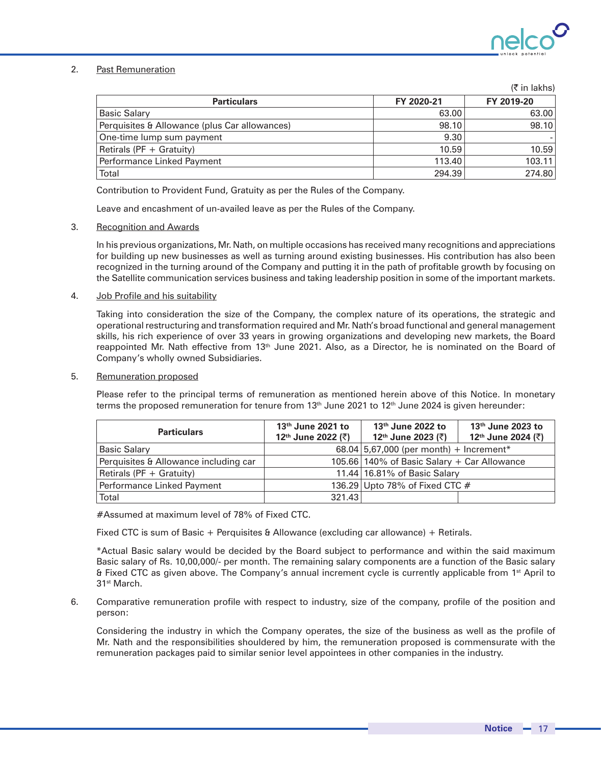2. Past Remuneration

(₹ in lakhs)

| Particulars | FY 2020-21 | FY 2019-20 |
|---|---|---|
| Basic Salary | 63.00 | 63.00 |
| Perquisites & Allowance (plus Car allowances) | 98.10 | 98.10 |
| One-time lump sum payment | 9.30 | - |
| Retirals (PF + Gratuity) | 10.59 | 10.59 |
| Performance Linked Payment | 113.40 | 103.11 |
| Total | 294.39 | 274.80 |

Contribution to Provident Fund, Gratuity as per the Rules of the Company.

Leave and encashment of un-availed leave as per the Rules of the Company.

3. Recognition and Awards

In his previous organizations, Mr. Nath, on multiple occasions has received many recognitions and appreciations for building up new businesses as well as turning around existing businesses. His contribution has also been recognized in the turning around of the Company and putting it in the path of profitable growth by focusing on the Satellite communication services business and taking leadership position in some of the important markets.

4. Job Profile and his suitability

Taking into consideration the size of the Company, the complex nature of its operations, the strategic and operational restructuring and transformation required and Mr. Nath's broad functional and general management skills, his rich experience of over 33 years in growing organizations and developing new markets, the Board reappointed Mr. Nath effective from 13th June 2021. Also, as a Director, he is nominated on the Board of Company's wholly owned Subsidiaries.

5. Remuneration proposed

Please refer to the principal terms of remuneration as mentioned herein above of this Notice. In monetary terms the proposed remuneration for tenure from 13th June 2021 to 12th June 2024 is given hereunder:

| Particulars | 13th June 2021 to 12th June 2022 (₹) | 13th June 2022 to 12th June 2023 (₹) | 13th June 2023 to 12th June 2024 (₹) |
|---|---|---|---|
| Basic Salary | 68.04 | 5,67,000 (per month) + Increment* | |
| Perquisites & Allowance including car | 105.66 | 140% of Basic Salary + Car Allowance | |
| Retirals (PF + Gratuity) | 11.44 | 16.81% of Basic Salary | |
| Performance Linked Payment | 136.29 | Upto 78% of Fixed CTC # | |
| Total | 321.43 | | |

#Assumed at maximum level of 78% of Fixed CTC.

Fixed CTC is sum of Basic + Perquisites & Allowance (excluding car allowance) + Retirals.

*Actual Basic salary would be decided by the Board subject to performance and within the said maximum Basic salary of Rs. 10,00,000/- per month. The remaining salary components are a function of the Basic salary & Fixed CTC as given above. The Company's annual increment cycle is currently applicable from 1st April to 31st March.

6. Comparative remuneration profile with respect to industry, size of the company, profile of the position and person:

Considering the industry in which the Company operates, the size of the business as well as the profile of Mr. Nath and the responsibilities shouldered by him, the remuneration proposed is commensurate with the remuneration packages paid to similar senior level appointees in other companies in the industry.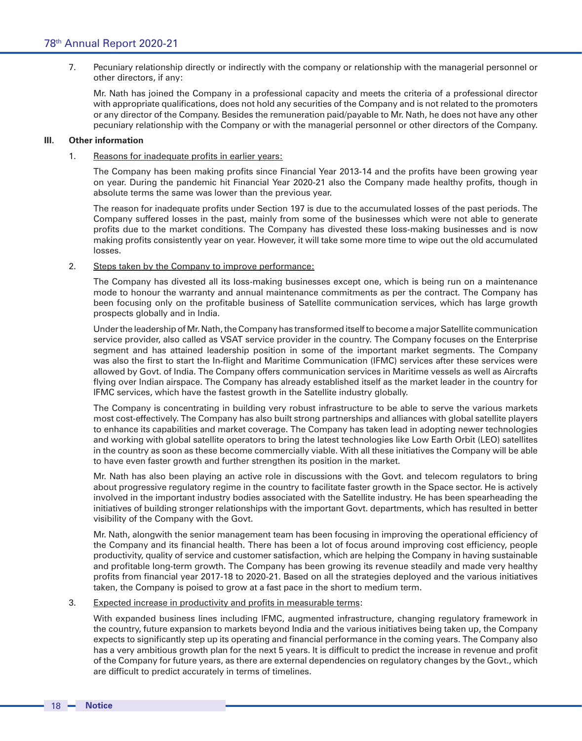7. Pecuniary relationship directly or indirectly with the company or relationship with the managerial personnel or other directors, if any:

   Mr. Nath has joined the Company in a professional capacity and meets the criteria of a professional director with appropriate qualifications, does not hold any securities of the Company and is not related to the promoters or any director of the Company. Besides the remuneration paid/payable to Mr. Nath, he does not have any other pecuniary relationship with the Company or with the managerial personnel or other directors of the Company.

**III. Other information**

1. Reasons for inadequate profits in earlier years:

   The Company has been making profits since Financial Year 2013-14 and the profits have been growing year on year. During the pandemic hit Financial Year 2020-21 also the Company made healthy profits, though in absolute terms the same was lower than the previous year.

   The reason for inadequate profits under Section 197 is due to the accumulated losses of the past periods. The Company suffered losses in the past, mainly from some of the businesses which were not able to generate profits due to the market conditions. The Company has divested these loss-making businesses and is now making profits consistently year on year. However, it will take some more time to wipe out the old accumulated losses.

2. Steps taken by the Company to improve performance:

   The Company has divested all its loss-making businesses except one, which is being run on a maintenance mode to honour the warranty and annual maintenance commitments as per the contract. The Company has been focusing only on the profitable business of Satellite communication services, which has large growth prospects globally and in India.

   Under the leadership of Mr. Nath, the Company has transformed itself to become a major Satellite communication service provider, also called as VSAT service provider in the country. The Company focuses on the Enterprise segment and has attained leadership position in some of the important market segments. The Company was also the first to start the In-flight and Maritime Communication (IFMC) services after these services were allowed by Govt. of India. The Company offers communication services in Maritime vessels as well as Aircrafts flying over Indian airspace. The Company has already established itself as the market leader in the country for IFMC services, which have the fastest growth in the Satellite industry globally.

   The Company is concentrating in building very robust infrastructure to be able to serve the various markets most cost-effectively. The Company has also built strong partnerships and alliances with global satellite players to enhance its capabilities and market coverage. The Company has taken lead in adopting newer technologies and working with global satellite operators to bring the latest technologies like Low Earth Orbit (LEO) satellites in the country as soon as these become commercially viable. With all these initiatives the Company will be able to have even faster growth and further strengthen its position in the market.

   Mr. Nath has also been playing an active role in discussions with the Govt. and telecom regulators to bring about progressive regulatory regime in the country to facilitate faster growth in the Space sector. He is actively involved in the important industry bodies associated with the Satellite industry. He has been spearheading the initiatives of building stronger relationships with the important Govt. departments, which has resulted in better visibility of the Company with the Govt.

   Mr. Nath, alongwith the senior management team has been focusing in improving the operational efficiency of the Company and its financial health. There has been a lot of focus around improving cost efficiency, people productivity, quality of service and customer satisfaction, which are helping the Company in having sustainable and profitable long-term growth. The Company has been growing its revenue steadily and made very healthy profits from financial year 2017-18 to 2020-21. Based on all the strategies deployed and the various initiatives taken, the Company is poised to grow at a fast pace in the short to medium term.

3. Expected increase in productivity and profits in measurable terms:

   With expanded business lines including IFMC, augmented infrastructure, changing regulatory framework in the country, future expansion to markets beyond India and the various initiatives being taken up, the Company expects to significantly step up its operating and financial performance in the coming years. The Company also has a very ambitious growth plan for the next 5 years. It is difficult to predict the increase in revenue and profit of the Company for future years, as there are external dependencies on regulatory changes by the Govt., which are difficult to predict accurately in terms of timelines.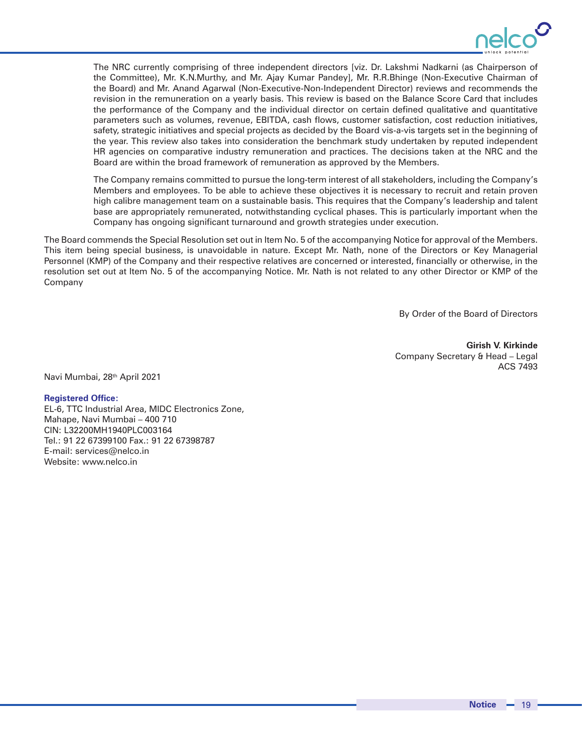The NRC currently comprising of three independent directors [viz. Dr. Lakshmi Nadkarni (as Chairperson of the Committee), Mr. K.N.Murthy, and Mr. Ajay Kumar Pandey], Mr. R.R.Bhinge (Non-Executive Chairman of the Board) and Mr. Anand Agarwal (Non-Executive-Non-Independent Director) reviews and recommends the revision in the remuneration on a yearly basis. This review is based on the Balance Score Card that includes the performance of the Company and the individual director on certain defined qualitative and quantitative parameters such as volumes, revenue, EBITDA, cash flows, customer satisfaction, cost reduction initiatives, safety, strategic initiatives and special projects as decided by the Board vis-a-vis targets set in the beginning of the year. This review also takes into consideration the benchmark study undertaken by reputed independent HR agencies on comparative industry remuneration and practices. The decisions taken at the NRC and the Board are within the broad framework of remuneration as approved by the Members.

The Company remains committed to pursue the long-term interest of all stakeholders, including the Company's Members and employees. To be able to achieve these objectives it is necessary to recruit and retain proven high calibre management team on a sustainable basis. This requires that the Company's leadership and talent base are appropriately remunerated, notwithstanding cyclical phases. This is particularly important when the Company has ongoing significant turnaround and growth strategies under execution.

The Board commends the Special Resolution set out in Item No. 5 of the accompanying Notice for approval of the Members. This item being special business, is unavoidable in nature. Except Mr. Nath, none of the Directors or Key Managerial Personnel (KMP) of the Company and their respective relatives are concerned or interested, financially or otherwise, in the resolution set out at Item No. 5 of the accompanying Notice. Mr. Nath is not related to any other Director or KMP of the Company

By Order of the Board of Directors

**Girish V. Kirkinde**
Company Secretary & Head – Legal
ACS 7493

Navi Mumbai, 28th April 2021

**Registered Office:**
EL-6, TTC Industrial Area, MIDC Electronics Zone,
Mahape, Navi Mumbai – 400 710
CIN: L32200MH1940PLC003164
Tel.: 91 22 67399100 Fax.: 91 22 67398787
E-mail: services@nelco.in
Website: www.nelco.in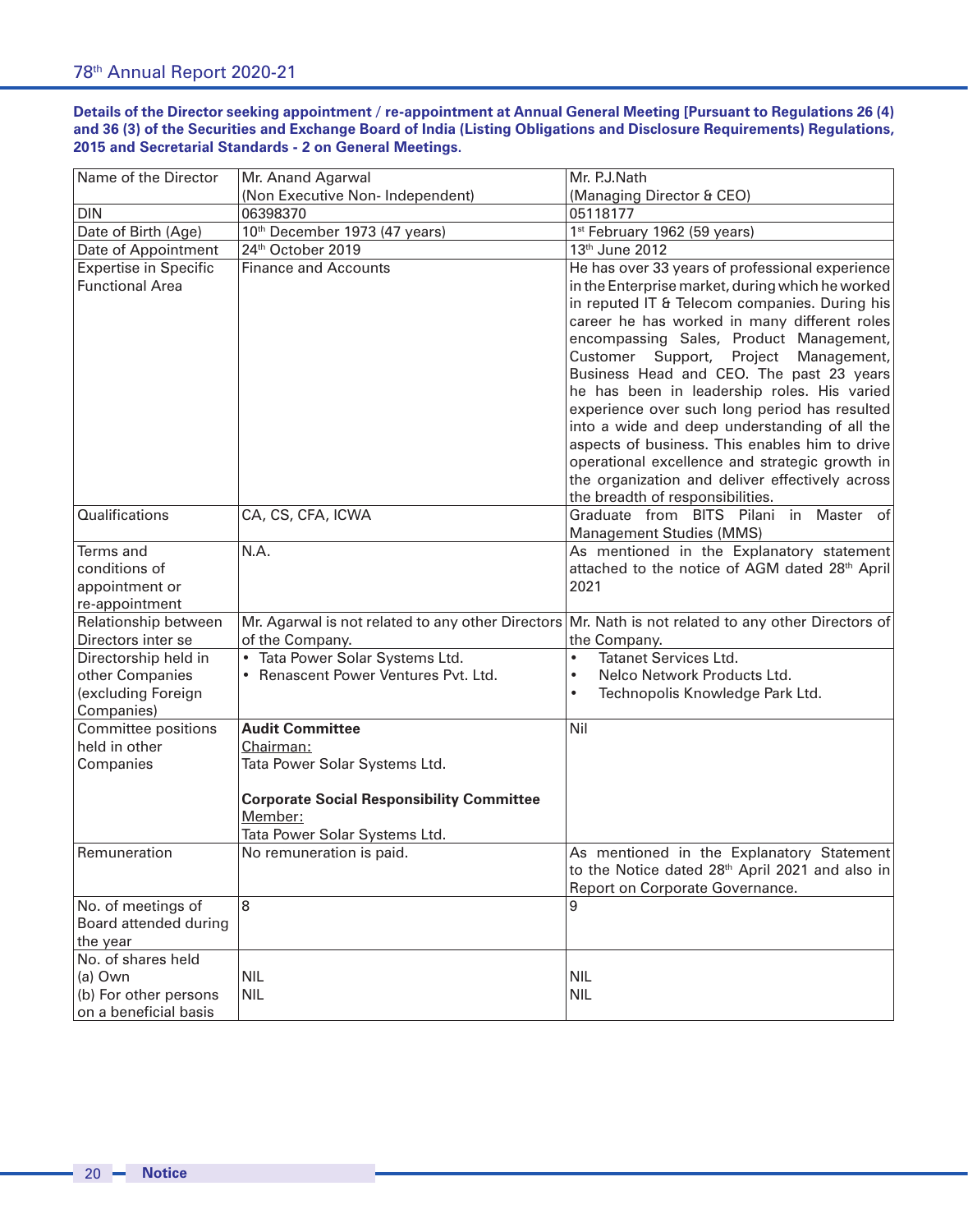**Details of the Director seeking appointment / re-appointment at Annual General Meeting [Pursuant to Regulations 26 (4) and 36 (3) of the Securities and Exchange Board of India (Listing Obligations and Disclosure Requirements) Regulations, 2015 and Secretarial Standards - 2 on General Meetings.**

| Name of the Director | Mr. Anand Agarwal (Non Executive Non- Independent) | Mr. P.J.Nath (Managing Director & CEO) |
|---|---|---|
| DIN | 06398370 | 05118177 |
| Date of Birth (Age) | 10th December 1973 (47 years) | 1st February 1962 (59 years) |
| Date of Appointment | 24th October 2019 | 13th June 2012 |
| Expertise in Specific Functional Area | Finance and Accounts | He has over 33 years of professional experience in the Enterprise market, during which he worked in reputed IT & Telecom companies. During his career he has worked in many different roles encompassing Sales, Product Management, Customer Support, Project Management, Business Head and CEO. The past 23 years he has been in leadership roles. His varied experience over such long period has resulted into a wide and deep understanding of all the aspects of business. This enables him to drive operational excellence and strategic growth in the organization and deliver effectively across the breadth of responsibilities. |
| Qualifications | CA, CS, CFA, ICWA | Graduate from BITS Pilani in Master of Management Studies (MMS) |
| Terms and conditions of appointment or re-appointment | N.A. | As mentioned in the Explanatory statement attached to the notice of AGM dated 28th April 2021 |
| Relationship between Directors inter se | Mr. Agarwal is not related to any other Directors of the Company. | Mr. Nath is not related to any other Directors of the Company. |
| Directorship held in other Companies (excluding Foreign Companies) | • Tata Power Solar Systems Ltd.<br>• Renascent Power Ventures Pvt. Ltd. | • Tatanet Services Ltd.<br>• Nelco Network Products Ltd.<br>• Technopolis Knowledge Park Ltd. |
| Committee positions held in other Companies | **Audit Committee**<br>Chairman:<br>Tata Power Solar Systems Ltd.<br><br>**Corporate Social Responsibility Committee**<br>Member:<br>Tata Power Solar Systems Ltd. | Nil |
| Remuneration | No remuneration is paid. | As mentioned in the Explanatory Statement to the Notice dated 28th April 2021 and also in Report on Corporate Governance. |
| No. of meetings of Board attended during the year | 8 | 9 |
| No. of shares held<br>(a) Own<br>(b) For other persons on a beneficial basis | <br>NIL<br>NIL | <br>NIL<br>NIL |